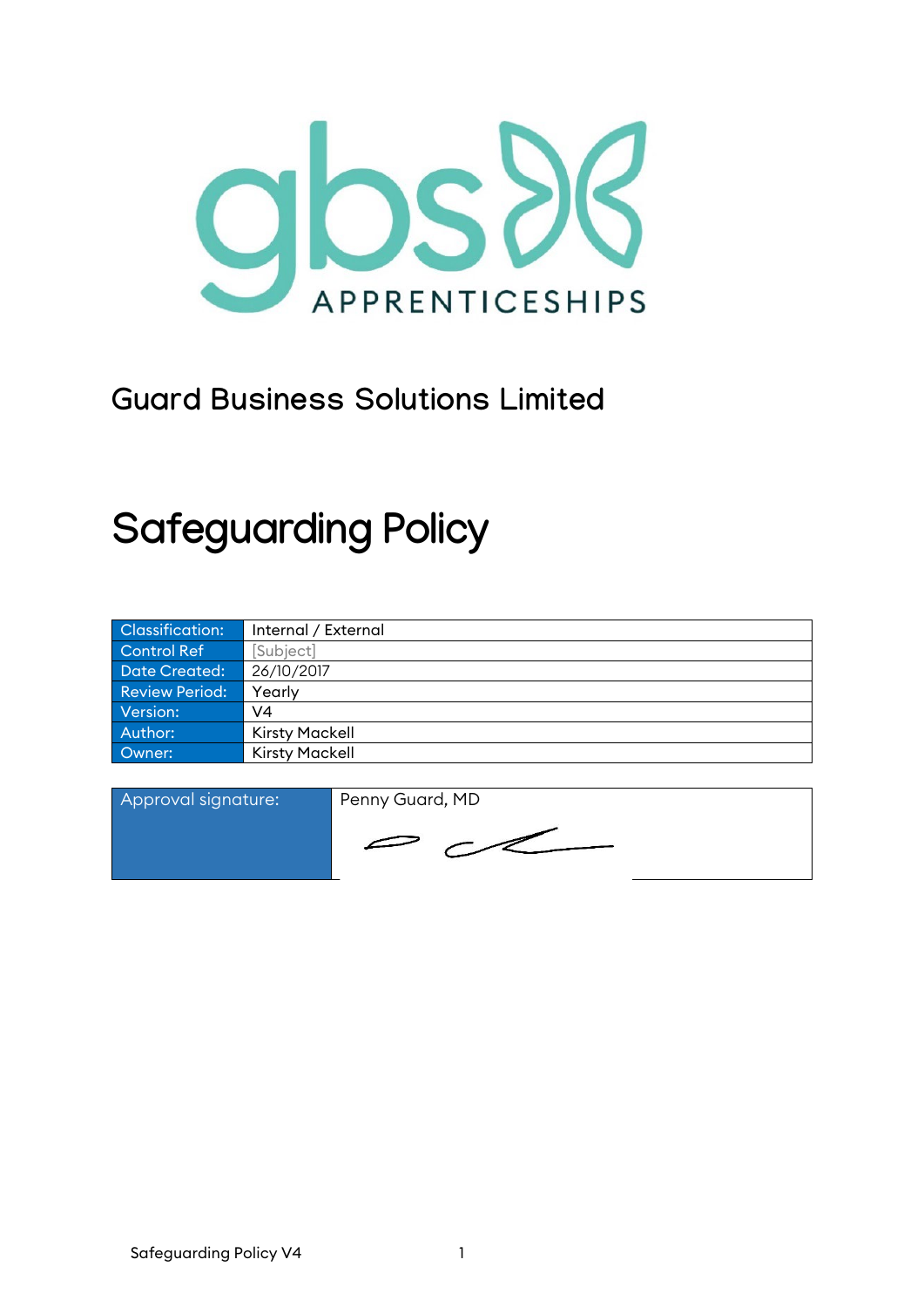Guard Business Solutions Limited

# Safeguarding Policy

| Classification: | Internal / External |
|---|---|
| Control Ref | [Subject] |
| Date Created: | 26/10/2017 |
| Review Period: | Yearly |
| Version: | V4 |
| Author: | Kirsty Mackell |
| Owner: | Kirsty Mackell |

| Approval signature: | Penny Guard, MD |
|---|---|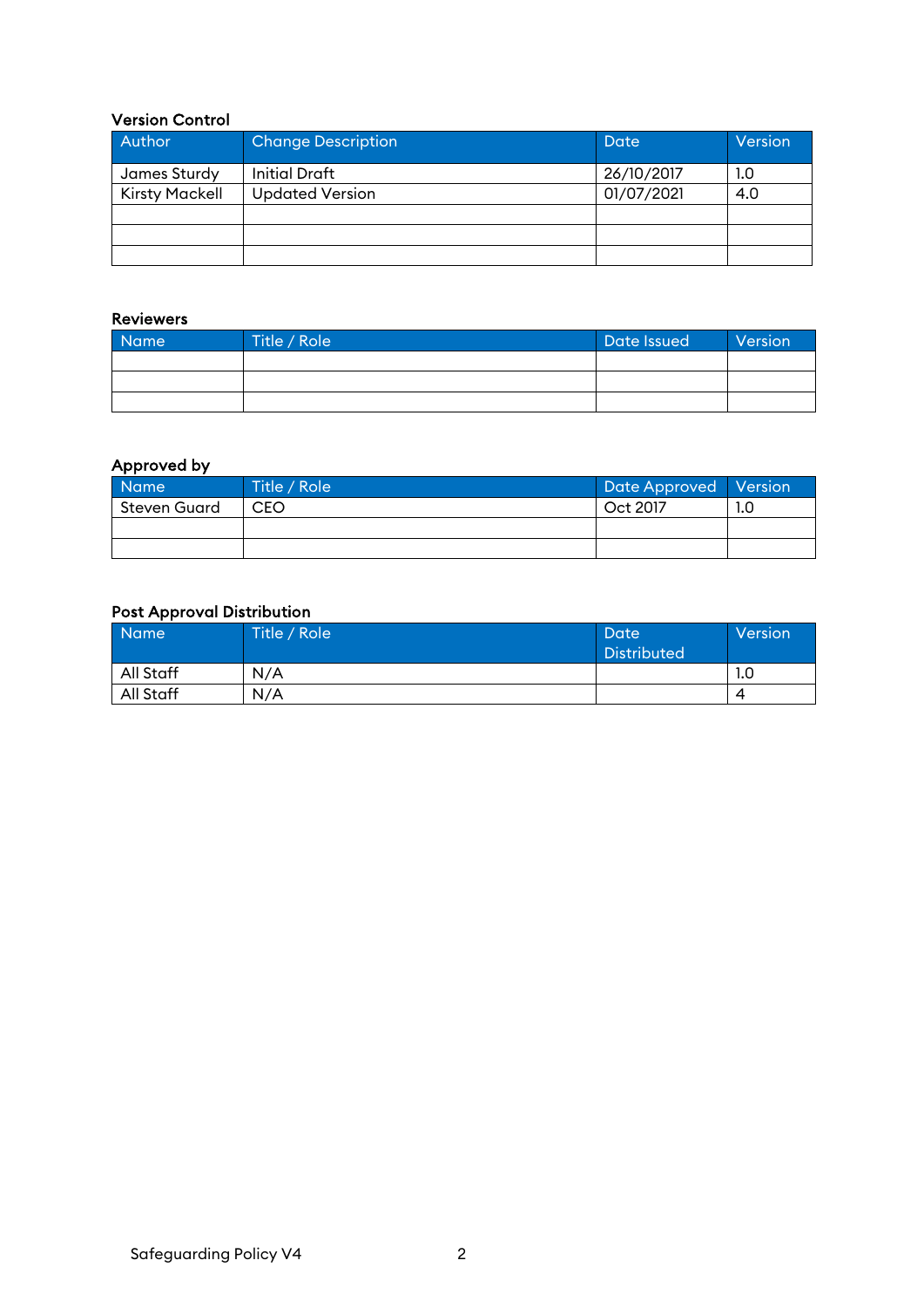### Version Control

| Author | Change Description | Date | Version |
|---|---|---|---|
| James Sturdy | Initial Draft | 26/10/2017 | 1.0 |
| Kirsty Mackell | Updated Version | 01/07/2021 | 4.0 |
| | | | |
| | | | |
| | | | |

### Reviewers

| Name | Title / Role | Date Issued | Version |
|---|---|---|---|
| | | | |
| | | | |
| | | | |

### Approved by

| Name | Title / Role | Date Approved | Version |
|---|---|---|---|
| Steven Guard | CEO | Oct 2017 | 1.0 |
| | | | |
| | | | |

### Post Approval Distribution

| Name | Title / Role | Date Distributed | Version |
|---|---|---|---|
| All Staff | N/A | | 1.0 |
| All Staff | N/A | | 4 |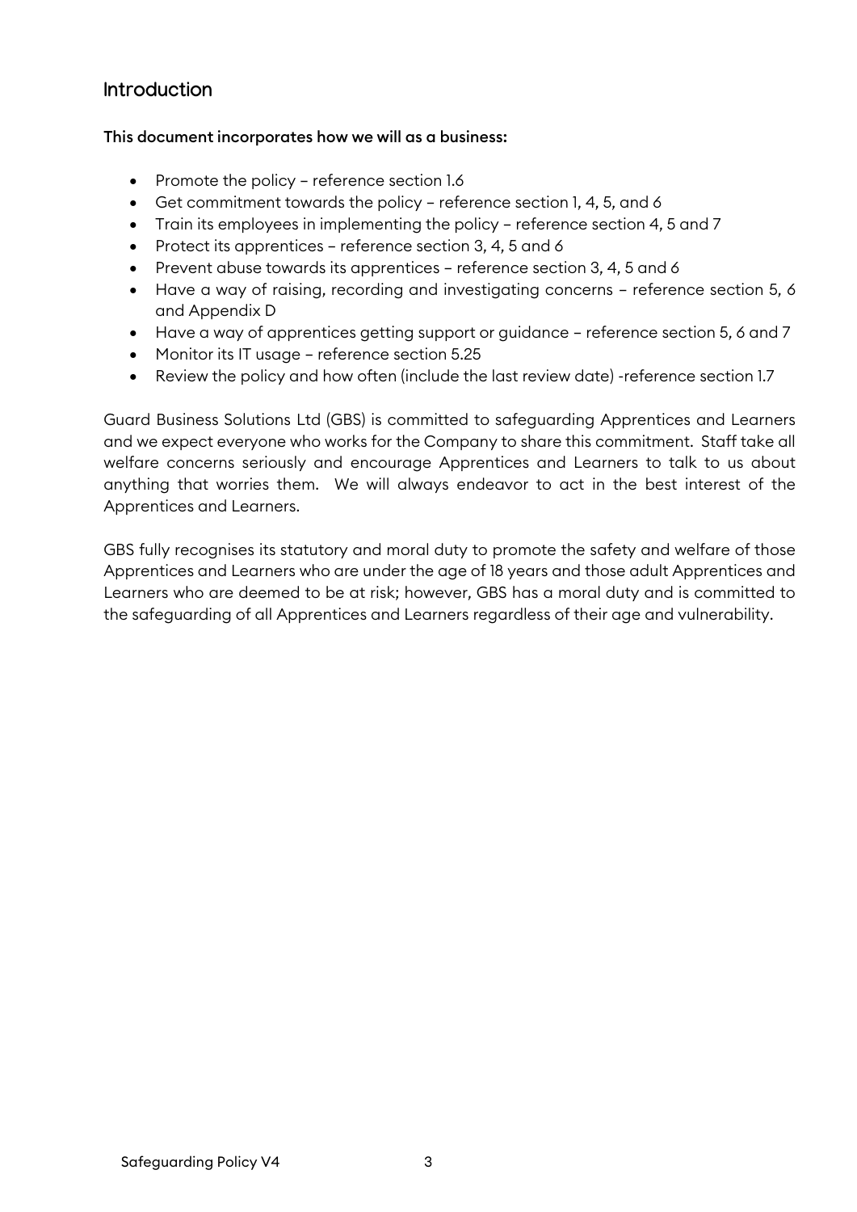## Introduction

**This document incorporates how we will as a business:**

- Promote the policy – reference section 1.6
- Get commitment towards the policy – reference section 1, 4, 5, and 6
- Train its employees in implementing the policy – reference section 4, 5 and 7
- Protect its apprentices – reference section 3, 4, 5 and 6
- Prevent abuse towards its apprentices – reference section 3, 4, 5 and 6
- Have a way of raising, recording and investigating concerns – reference section 5, 6 and Appendix D
- Have a way of apprentices getting support or guidance – reference section 5, 6 and 7
- Monitor its IT usage – reference section 5.25
- Review the policy and how often (include the last review date) -reference section 1.7

Guard Business Solutions Ltd (GBS) is committed to safeguarding Apprentices and Learners and we expect everyone who works for the Company to share this commitment. Staff take all welfare concerns seriously and encourage Apprentices and Learners to talk to us about anything that worries them. We will always endeavor to act in the best interest of the Apprentices and Learners.

GBS fully recognises its statutory and moral duty to promote the safety and welfare of those Apprentices and Learners who are under the age of 18 years and those adult Apprentices and Learners who are deemed to be at risk; however, GBS has a moral duty and is committed to the safeguarding of all Apprentices and Learners regardless of their age and vulnerability.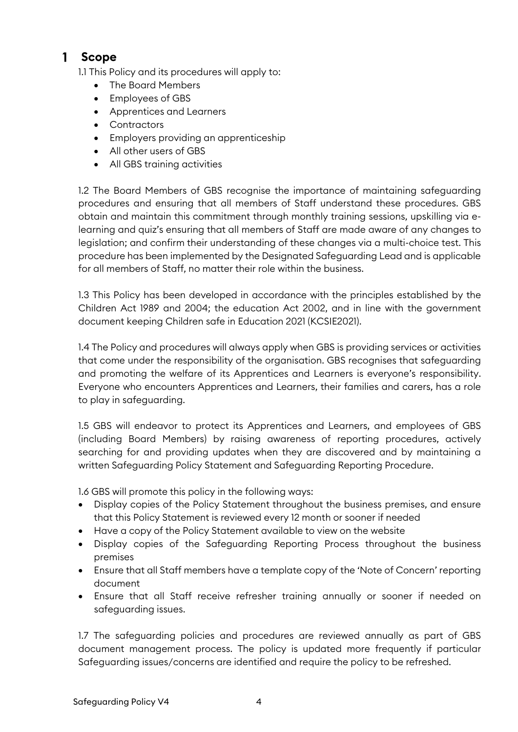# 1 Scope

1.1 This Policy and its procedures will apply to:

- The Board Members
- Employees of GBS
- Apprentices and Learners
- Contractors
- Employers providing an apprenticeship
- All other users of GBS
- All GBS training activities

1.2 The Board Members of GBS recognise the importance of maintaining safeguarding procedures and ensuring that all members of Staff understand these procedures. GBS obtain and maintain this commitment through monthly training sessions, upskilling via e-learning and quiz's ensuring that all members of Staff are made aware of any changes to legislation; and confirm their understanding of these changes via a multi-choice test. This procedure has been implemented by the Designated Safeguarding Lead and is applicable for all members of Staff, no matter their role within the business.

1.3 This Policy has been developed in accordance with the principles established by the Children Act 1989 and 2004; the education Act 2002, and in line with the government document keeping Children safe in Education 2021 (KCSIE2021).

1.4 The Policy and procedures will always apply when GBS is providing services or activities that come under the responsibility of the organisation. GBS recognises that safeguarding and promoting the welfare of its Apprentices and Learners is everyone's responsibility. Everyone who encounters Apprentices and Learners, their families and carers, has a role to play in safeguarding.

1.5 GBS will endeavor to protect its Apprentices and Learners, and employees of GBS (including Board Members) by raising awareness of reporting procedures, actively searching for and providing updates when they are discovered and by maintaining a written Safeguarding Policy Statement and Safeguarding Reporting Procedure.

1.6 GBS will promote this policy in the following ways:

- Display copies of the Policy Statement throughout the business premises, and ensure that this Policy Statement is reviewed every 12 month or sooner if needed
- Have a copy of the Policy Statement available to view on the website
- Display copies of the Safeguarding Reporting Process throughout the business premises
- Ensure that all Staff members have a template copy of the 'Note of Concern' reporting document
- Ensure that all Staff receive refresher training annually or sooner if needed on safeguarding issues.

1.7 The safeguarding policies and procedures are reviewed annually as part of GBS document management process. The policy is updated more frequently if particular Safeguarding issues/concerns are identified and require the policy to be refreshed.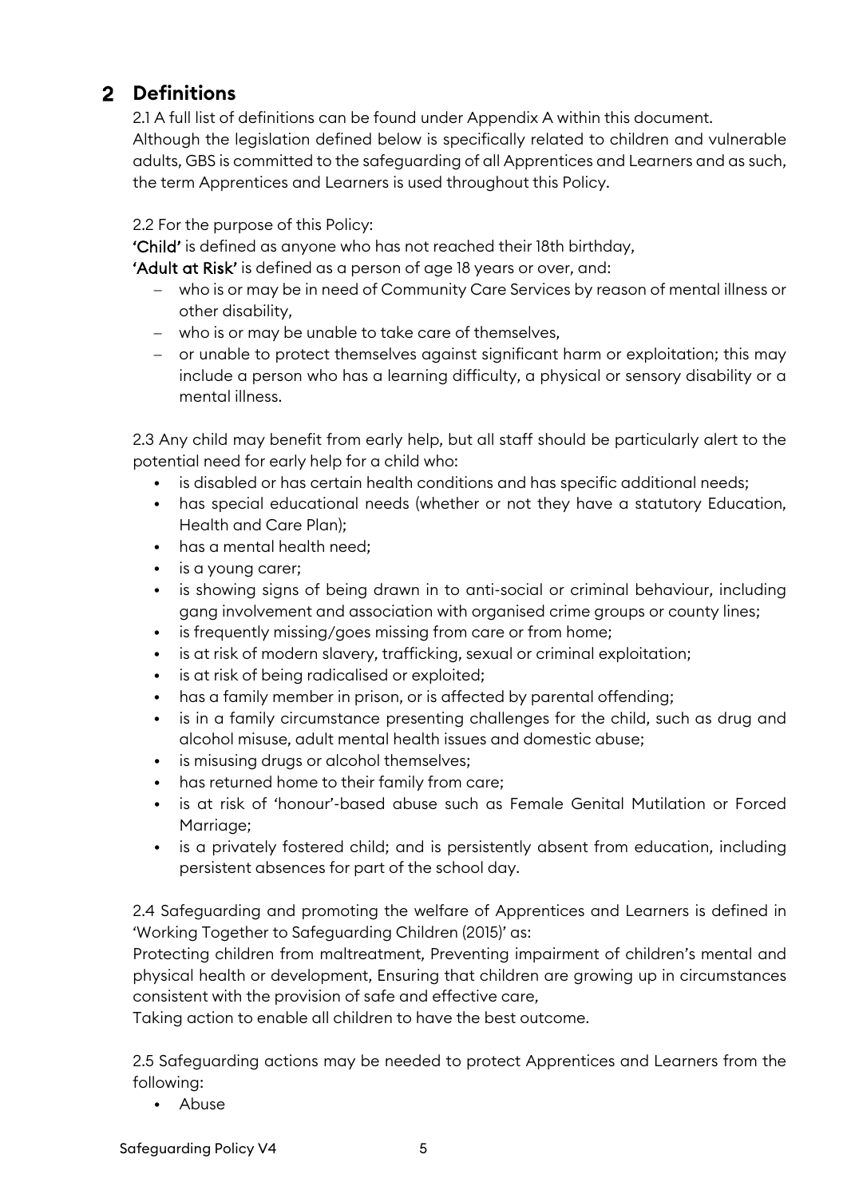## 2 Definitions

2.1 A full list of definitions can be found under Appendix A within this document.
Although the legislation defined below is specifically related to children and vulnerable adults, GBS is committed to the safeguarding of all Apprentices and Learners and as such, the term Apprentices and Learners is used throughout this Policy.

2.2 For the purpose of this Policy:
**'Child'** is defined as anyone who has not reached their 18th birthday,
**'Adult at Risk'** is defined as a person of age 18 years or over, and:

- who is or may be in need of Community Care Services by reason of mental illness or other disability,
- who is or may be unable to take care of themselves,
- or unable to protect themselves against significant harm or exploitation; this may include a person who has a learning difficulty, a physical or sensory disability or a mental illness.

2.3 Any child may benefit from early help, but all staff should be particularly alert to the potential need for early help for a child who:

- is disabled or has certain health conditions and has specific additional needs;
- has special educational needs (whether or not they have a statutory Education, Health and Care Plan);
- has a mental health need;
- is a young carer;
- is showing signs of being drawn in to anti-social or criminal behaviour, including gang involvement and association with organised crime groups or county lines;
- is frequently missing/goes missing from care or from home;
- is at risk of modern slavery, trafficking, sexual or criminal exploitation;
- is at risk of being radicalised or exploited;
- has a family member in prison, or is affected by parental offending;
- is in a family circumstance presenting challenges for the child, such as drug and alcohol misuse, adult mental health issues and domestic abuse;
- is misusing drugs or alcohol themselves;
- has returned home to their family from care;
- is at risk of 'honour'-based abuse such as Female Genital Mutilation or Forced Marriage;
- is a privately fostered child; and is persistently absent from education, including persistent absences for part of the school day.

2.4 Safeguarding and promoting the welfare of Apprentices and Learners is defined in 'Working Together to Safeguarding Children (2015)' as:
Protecting children from maltreatment, Preventing impairment of children's mental and physical health or development, Ensuring that children are growing up in circumstances consistent with the provision of safe and effective care,
Taking action to enable all children to have the best outcome.

2.5 Safeguarding actions may be needed to protect Apprentices and Learners from the following:

- Abuse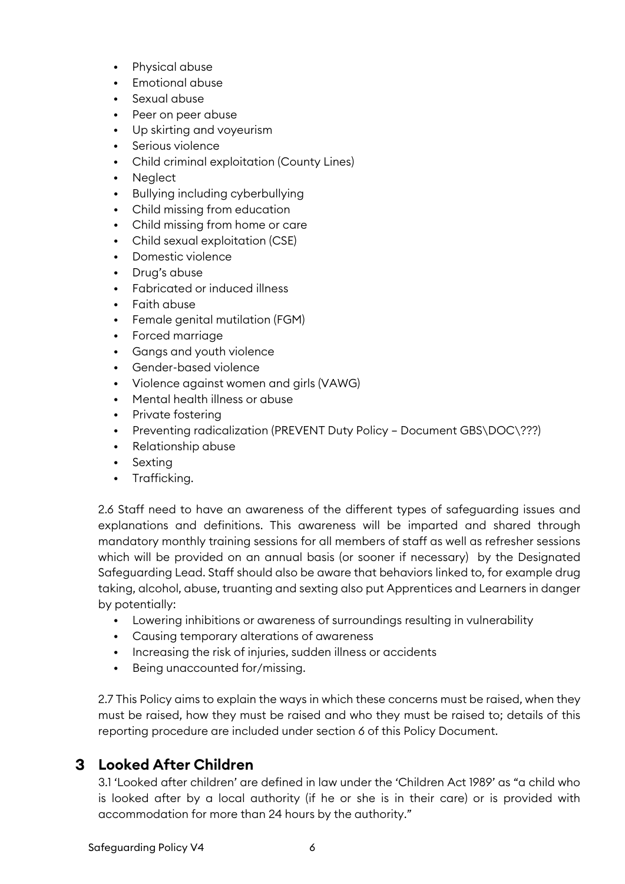- Physical abuse
- Emotional abuse
- Sexual abuse
- Peer on peer abuse
- Up skirting and voyeurism
- Serious violence
- Child criminal exploitation (County Lines)
- Neglect
- Bullying including cyberbullying
- Child missing from education
- Child missing from home or care
- Child sexual exploitation (CSE)
- Domestic violence
- Drug's abuse
- Fabricated or induced illness
- Faith abuse
- Female genital mutilation (FGM)
- Forced marriage
- Gangs and youth violence
- Gender-based violence
- Violence against women and girls (VAWG)
- Mental health illness or abuse
- Private fostering
- Preventing radicalization (PREVENT Duty Policy – Document GBS\DOC\???)
- Relationship abuse
- Sexting
- Trafficking.

2.6 Staff need to have an awareness of the different types of safeguarding issues and explanations and definitions. This awareness will be imparted and shared through mandatory monthly training sessions for all members of staff as well as refresher sessions which will be provided on an annual basis (or sooner if necessary) by the Designated Safeguarding Lead. Staff should also be aware that behaviors linked to, for example drug taking, alcohol, abuse, truanting and sexting also put Apprentices and Learners in danger by potentially:

- Lowering inhibitions or awareness of surroundings resulting in vulnerability
- Causing temporary alterations of awareness
- Increasing the risk of injuries, sudden illness or accidents
- Being unaccounted for/missing.

2.7 This Policy aims to explain the ways in which these concerns must be raised, when they must be raised, how they must be raised and who they must be raised to; details of this reporting procedure are included under section 6 of this Policy Document.

# 3 Looked After Children

3.1 'Looked after children' are defined in law under the 'Children Act 1989' as "a child who is looked after by a local authority (if he or she is in their care) or is provided with accommodation for more than 24 hours by the authority."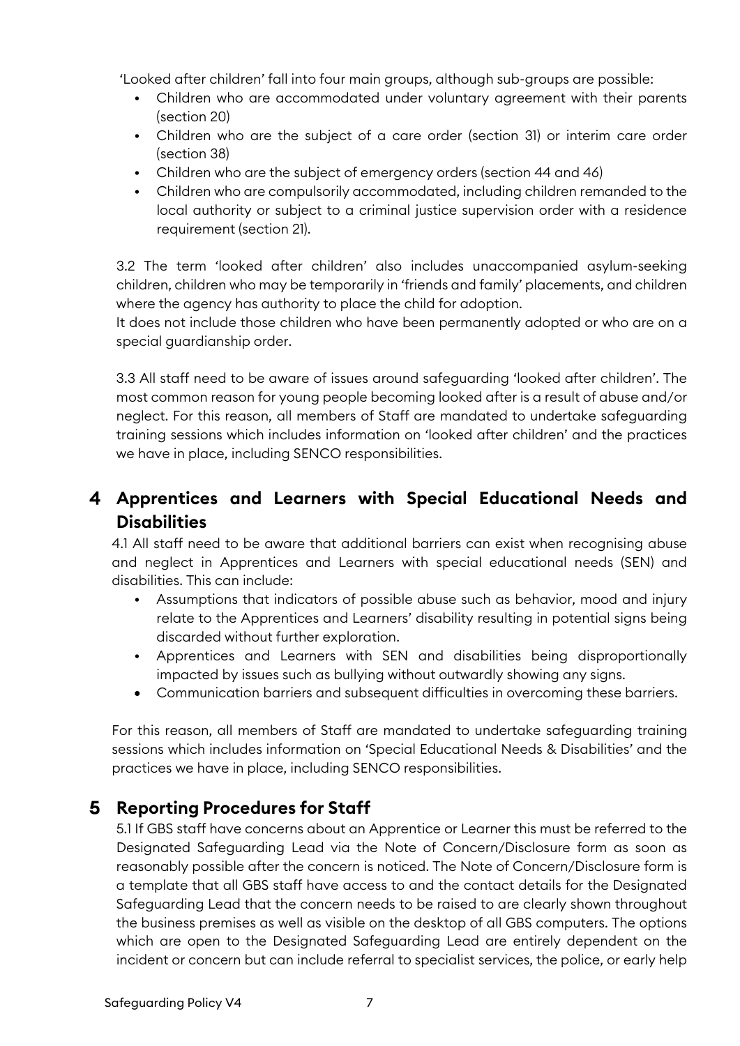'Looked after children' fall into four main groups, although sub-groups are possible:

- Children who are accommodated under voluntary agreement with their parents (section 20)
- Children who are the subject of a care order (section 31) or interim care order (section 38)
- Children who are the subject of emergency orders (section 44 and 46)
- Children who are compulsorily accommodated, including children remanded to the local authority or subject to a criminal justice supervision order with a residence requirement (section 21).

3.2 The term 'looked after children' also includes unaccompanied asylum-seeking children, children who may be temporarily in 'friends and family' placements, and children where the agency has authority to place the child for adoption.
It does not include those children who have been permanently adopted or who are on a special guardianship order.

3.3 All staff need to be aware of issues around safeguarding 'looked after children'. The most common reason for young people becoming looked after is a result of abuse and/or neglect. For this reason, all members of Staff are mandated to undertake safeguarding training sessions which includes information on 'looked after children' and the practices we have in place, including SENCO responsibilities.

## 4 Apprentices and Learners with Special Educational Needs and Disabilities

4.1 All staff need to be aware that additional barriers can exist when recognising abuse and neglect in Apprentices and Learners with special educational needs (SEN) and disabilities. This can include:

- Assumptions that indicators of possible abuse such as behavior, mood and injury relate to the Apprentices and Learners' disability resulting in potential signs being discarded without further exploration.
- Apprentices and Learners with SEN and disabilities being disproportionally impacted by issues such as bullying without outwardly showing any signs.
- Communication barriers and subsequent difficulties in overcoming these barriers.

For this reason, all members of Staff are mandated to undertake safeguarding training sessions which includes information on 'Special Educational Needs & Disabilities' and the practices we have in place, including SENCO responsibilities.

## 5 Reporting Procedures for Staff

5.1 If GBS staff have concerns about an Apprentice or Learner this must be referred to the Designated Safeguarding Lead via the Note of Concern/Disclosure form as soon as reasonably possible after the concern is noticed. The Note of Concern/Disclosure form is a template that all GBS staff have access to and the contact details for the Designated Safeguarding Lead that the concern needs to be raised to are clearly shown throughout the business premises as well as visible on the desktop of all GBS computers. The options which are open to the Designated Safeguarding Lead are entirely dependent on the incident or concern but can include referral to specialist services, the police, or early help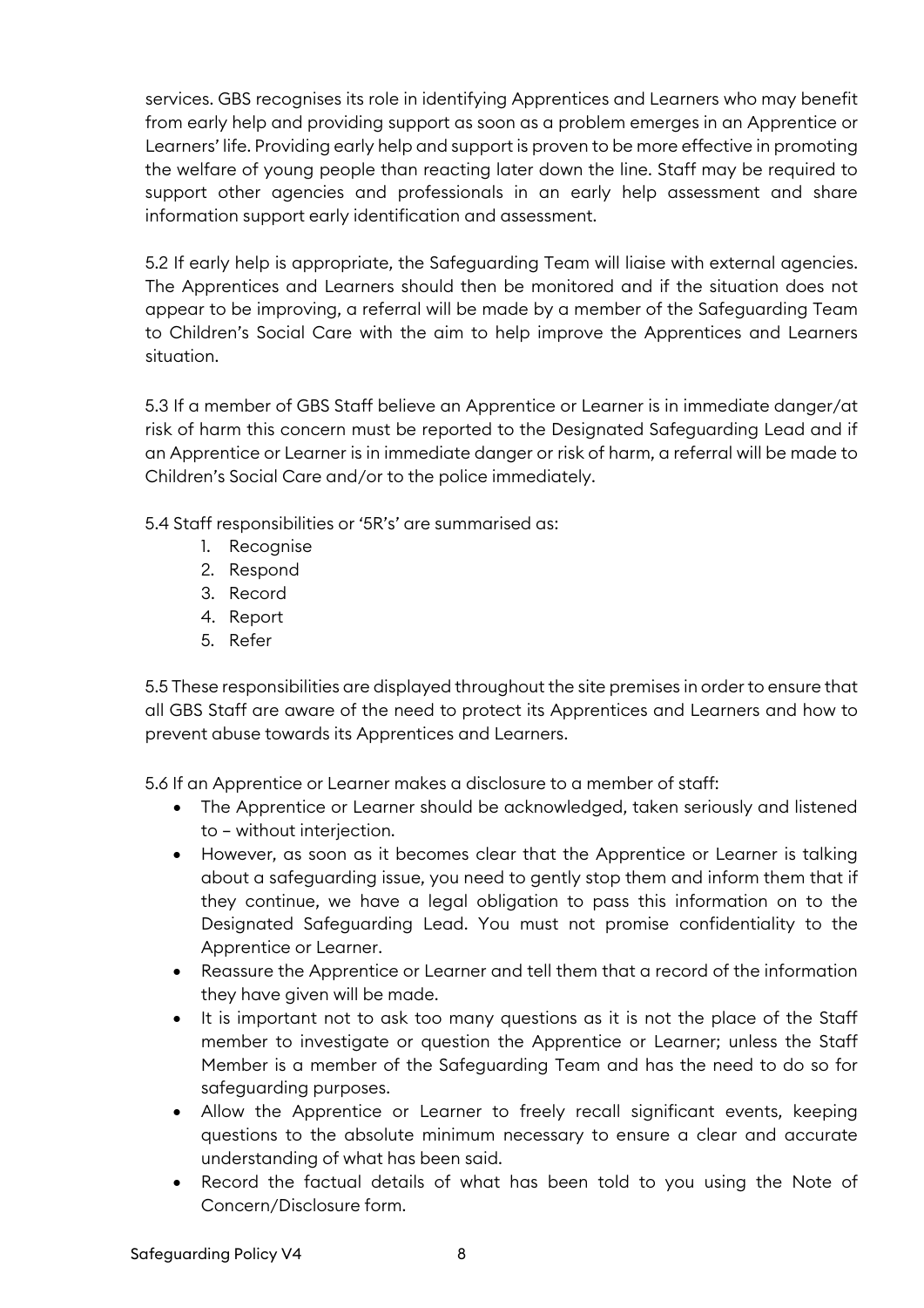services. GBS recognises its role in identifying Apprentices and Learners who may benefit from early help and providing support as soon as a problem emerges in an Apprentice or Learners' life. Providing early help and support is proven to be more effective in promoting the welfare of young people than reacting later down the line. Staff may be required to support other agencies and professionals in an early help assessment and share information support early identification and assessment.

5.2 If early help is appropriate, the Safeguarding Team will liaise with external agencies. The Apprentices and Learners should then be monitored and if the situation does not appear to be improving, a referral will be made by a member of the Safeguarding Team to Children's Social Care with the aim to help improve the Apprentices and Learners situation.

5.3 If a member of GBS Staff believe an Apprentice or Learner is in immediate danger/at risk of harm this concern must be reported to the Designated Safeguarding Lead and if an Apprentice or Learner is in immediate danger or risk of harm, a referral will be made to Children's Social Care and/or to the police immediately.

5.4 Staff responsibilities or '5R's' are summarised as:

1. Recognise
2. Respond
3. Record
4. Report
5. Refer

5.5 These responsibilities are displayed throughout the site premises in order to ensure that all GBS Staff are aware of the need to protect its Apprentices and Learners and how to prevent abuse towards its Apprentices and Learners.

5.6 If an Apprentice or Learner makes a disclosure to a member of staff:

- The Apprentice or Learner should be acknowledged, taken seriously and listened to – without interjection.
- However, as soon as it becomes clear that the Apprentice or Learner is talking about a safeguarding issue, you need to gently stop them and inform them that if they continue, we have a legal obligation to pass this information on to the Designated Safeguarding Lead. You must not promise confidentiality to the Apprentice or Learner.
- Reassure the Apprentice or Learner and tell them that a record of the information they have given will be made.
- It is important not to ask too many questions as it is not the place of the Staff member to investigate or question the Apprentice or Learner; unless the Staff Member is a member of the Safeguarding Team and has the need to do so for safeguarding purposes.
- Allow the Apprentice or Learner to freely recall significant events, keeping questions to the absolute minimum necessary to ensure a clear and accurate understanding of what has been said.
- Record the factual details of what has been told to you using the Note of Concern/Disclosure form.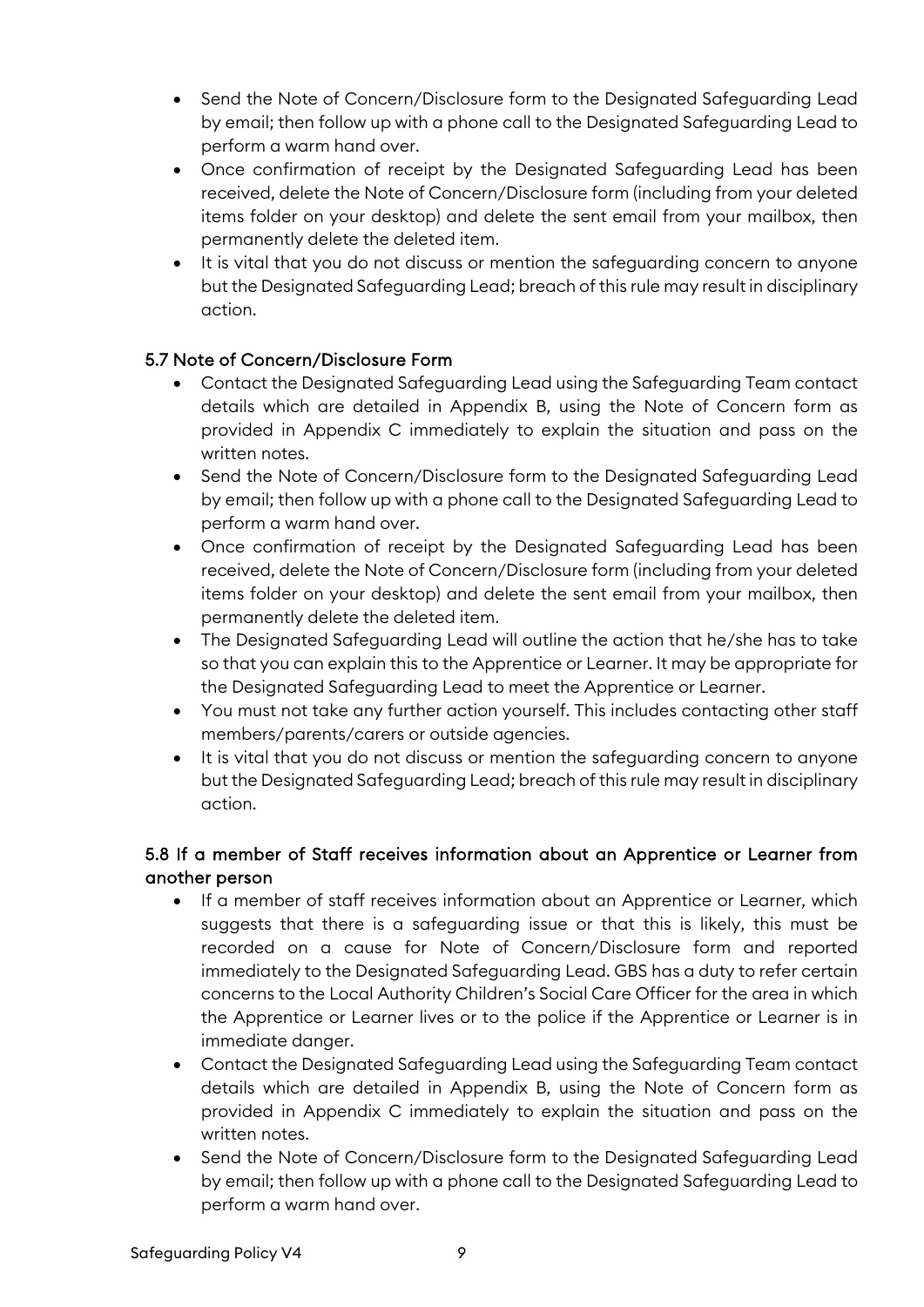- Send the Note of Concern/Disclosure form to the Designated Safeguarding Lead by email; then follow up with a phone call to the Designated Safeguarding Lead to perform a warm hand over.
- Once confirmation of receipt by the Designated Safeguarding Lead has been received, delete the Note of Concern/Disclosure form (including from your deleted items folder on your desktop) and delete the sent email from your mailbox, then permanently delete the deleted item.
- It is vital that you do not discuss or mention the safeguarding concern to anyone but the Designated Safeguarding Lead; breach of this rule may result in disciplinary action.

### 5.7 Note of Concern/Disclosure Form

- Contact the Designated Safeguarding Lead using the Safeguarding Team contact details which are detailed in Appendix B, using the Note of Concern form as provided in Appendix C immediately to explain the situation and pass on the written notes.
- Send the Note of Concern/Disclosure form to the Designated Safeguarding Lead by email; then follow up with a phone call to the Designated Safeguarding Lead to perform a warm hand over.
- Once confirmation of receipt by the Designated Safeguarding Lead has been received, delete the Note of Concern/Disclosure form (including from your deleted items folder on your desktop) and delete the sent email from your mailbox, then permanently delete the deleted item.
- The Designated Safeguarding Lead will outline the action that he/she has to take so that you can explain this to the Apprentice or Learner. It may be appropriate for the Designated Safeguarding Lead to meet the Apprentice or Learner.
- You must not take any further action yourself. This includes contacting other staff members/parents/carers or outside agencies.
- It is vital that you do not discuss or mention the safeguarding concern to anyone but the Designated Safeguarding Lead; breach of this rule may result in disciplinary action.

### 5.8 If a member of Staff receives information about an Apprentice or Learner from another person

- If a member of staff receives information about an Apprentice or Learner, which suggests that there is a safeguarding issue or that this is likely, this must be recorded on a cause for Note of Concern/Disclosure form and reported immediately to the Designated Safeguarding Lead. GBS has a duty to refer certain concerns to the Local Authority Children's Social Care Officer for the area in which the Apprentice or Learner lives or to the police if the Apprentice or Learner is in immediate danger.
- Contact the Designated Safeguarding Lead using the Safeguarding Team contact details which are detailed in Appendix B, using the Note of Concern form as provided in Appendix C immediately to explain the situation and pass on the written notes.
- Send the Note of Concern/Disclosure form to the Designated Safeguarding Lead by email; then follow up with a phone call to the Designated Safeguarding Lead to perform a warm hand over.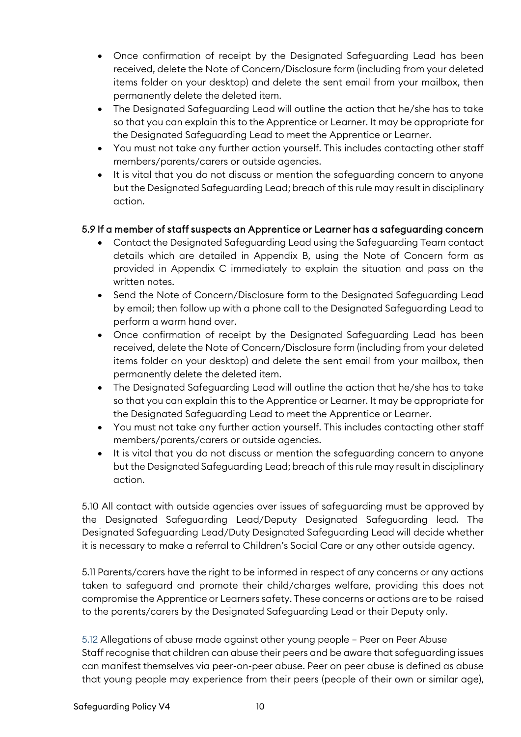- Once confirmation of receipt by the Designated Safeguarding Lead has been received, delete the Note of Concern/Disclosure form (including from your deleted items folder on your desktop) and delete the sent email from your mailbox, then permanently delete the deleted item.
- The Designated Safeguarding Lead will outline the action that he/she has to take so that you can explain this to the Apprentice or Learner. It may be appropriate for the Designated Safeguarding Lead to meet the Apprentice or Learner.
- You must not take any further action yourself. This includes contacting other staff members/parents/carers or outside agencies.
- It is vital that you do not discuss or mention the safeguarding concern to anyone but the Designated Safeguarding Lead; breach of this rule may result in disciplinary action.

### 5.9 If a member of staff suspects an Apprentice or Learner has a safeguarding concern

- Contact the Designated Safeguarding Lead using the Safeguarding Team contact details which are detailed in Appendix B, using the Note of Concern form as provided in Appendix C immediately to explain the situation and pass on the written notes.
- Send the Note of Concern/Disclosure form to the Designated Safeguarding Lead by email; then follow up with a phone call to the Designated Safeguarding Lead to perform a warm hand over.
- Once confirmation of receipt by the Designated Safeguarding Lead has been received, delete the Note of Concern/Disclosure form (including from your deleted items folder on your desktop) and delete the sent email from your mailbox, then permanently delete the deleted item.
- The Designated Safeguarding Lead will outline the action that he/she has to take so that you can explain this to the Apprentice or Learner. It may be appropriate for the Designated Safeguarding Lead to meet the Apprentice or Learner.
- You must not take any further action yourself. This includes contacting other staff members/parents/carers or outside agencies.
- It is vital that you do not discuss or mention the safeguarding concern to anyone but the Designated Safeguarding Lead; breach of this rule may result in disciplinary action.

5.10 All contact with outside agencies over issues of safeguarding must be approved by the Designated Safeguarding Lead/Deputy Designated Safeguarding lead. The Designated Safeguarding Lead/Duty Designated Safeguarding Lead will decide whether it is necessary to make a referral to Children's Social Care or any other outside agency.

5.11 Parents/carers have the right to be informed in respect of any concerns or any actions taken to safeguard and promote their child/charges welfare, providing this does not compromise the Apprentice or Learners safety. These concerns or actions are to be raised to the parents/carers by the Designated Safeguarding Lead or their Deputy only.

5.12 Allegations of abuse made against other young people – Peer on Peer Abuse
Staff recognise that children can abuse their peers and be aware that safeguarding issues can manifest themselves via peer-on-peer abuse. Peer on peer abuse is defined as abuse that young people may experience from their peers (people of their own or similar age),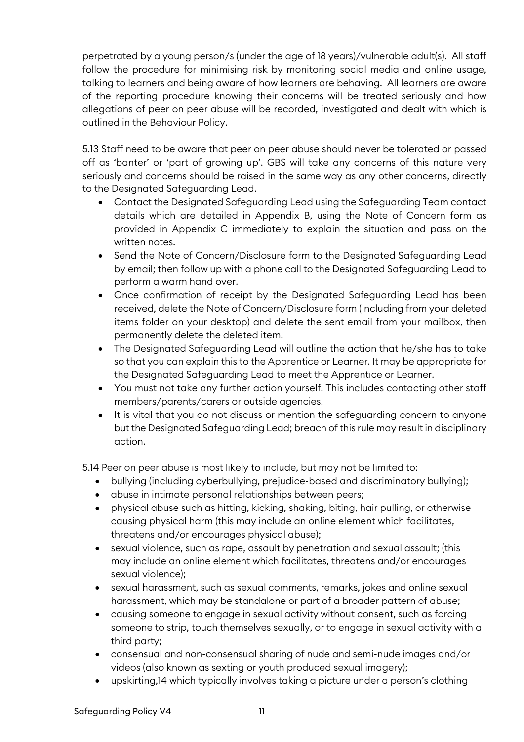perpetrated by a young person/s (under the age of 18 years)/vulnerable adult(s). All staff follow the procedure for minimising risk by monitoring social media and online usage, talking to learners and being aware of how learners are behaving. All learners are aware of the reporting procedure knowing their concerns will be treated seriously and how allegations of peer on peer abuse will be recorded, investigated and dealt with which is outlined in the Behaviour Policy.

5.13 Staff need to be aware that peer on peer abuse should never be tolerated or passed off as 'banter' or 'part of growing up'. GBS will take any concerns of this nature very seriously and concerns should be raised in the same way as any other concerns, directly to the Designated Safeguarding Lead.

- Contact the Designated Safeguarding Lead using the Safeguarding Team contact details which are detailed in Appendix B, using the Note of Concern form as provided in Appendix C immediately to explain the situation and pass on the written notes.
- Send the Note of Concern/Disclosure form to the Designated Safeguarding Lead by email; then follow up with a phone call to the Designated Safeguarding Lead to perform a warm hand over.
- Once confirmation of receipt by the Designated Safeguarding Lead has been received, delete the Note of Concern/Disclosure form (including from your deleted items folder on your desktop) and delete the sent email from your mailbox, then permanently delete the deleted item.
- The Designated Safeguarding Lead will outline the action that he/she has to take so that you can explain this to the Apprentice or Learner. It may be appropriate for the Designated Safeguarding Lead to meet the Apprentice or Learner.
- You must not take any further action yourself. This includes contacting other staff members/parents/carers or outside agencies.
- It is vital that you do not discuss or mention the safeguarding concern to anyone but the Designated Safeguarding Lead; breach of this rule may result in disciplinary action.

5.14 Peer on peer abuse is most likely to include, but may not be limited to:

- bullying (including cyberbullying, prejudice-based and discriminatory bullying);
- abuse in intimate personal relationships between peers;
- physical abuse such as hitting, kicking, shaking, biting, hair pulling, or otherwise causing physical harm (this may include an online element which facilitates, threatens and/or encourages physical abuse);
- sexual violence, such as rape, assault by penetration and sexual assault; (this may include an online element which facilitates, threatens and/or encourages sexual violence);
- sexual harassment, such as sexual comments, remarks, jokes and online sexual harassment, which may be standalone or part of a broader pattern of abuse;
- causing someone to engage in sexual activity without consent, such as forcing someone to strip, touch themselves sexually, or to engage in sexual activity with a third party;
- consensual and non-consensual sharing of nude and semi-nude images and/or videos (also known as sexting or youth produced sexual imagery);
- upskirting,[14] which typically involves taking a picture under a person's clothing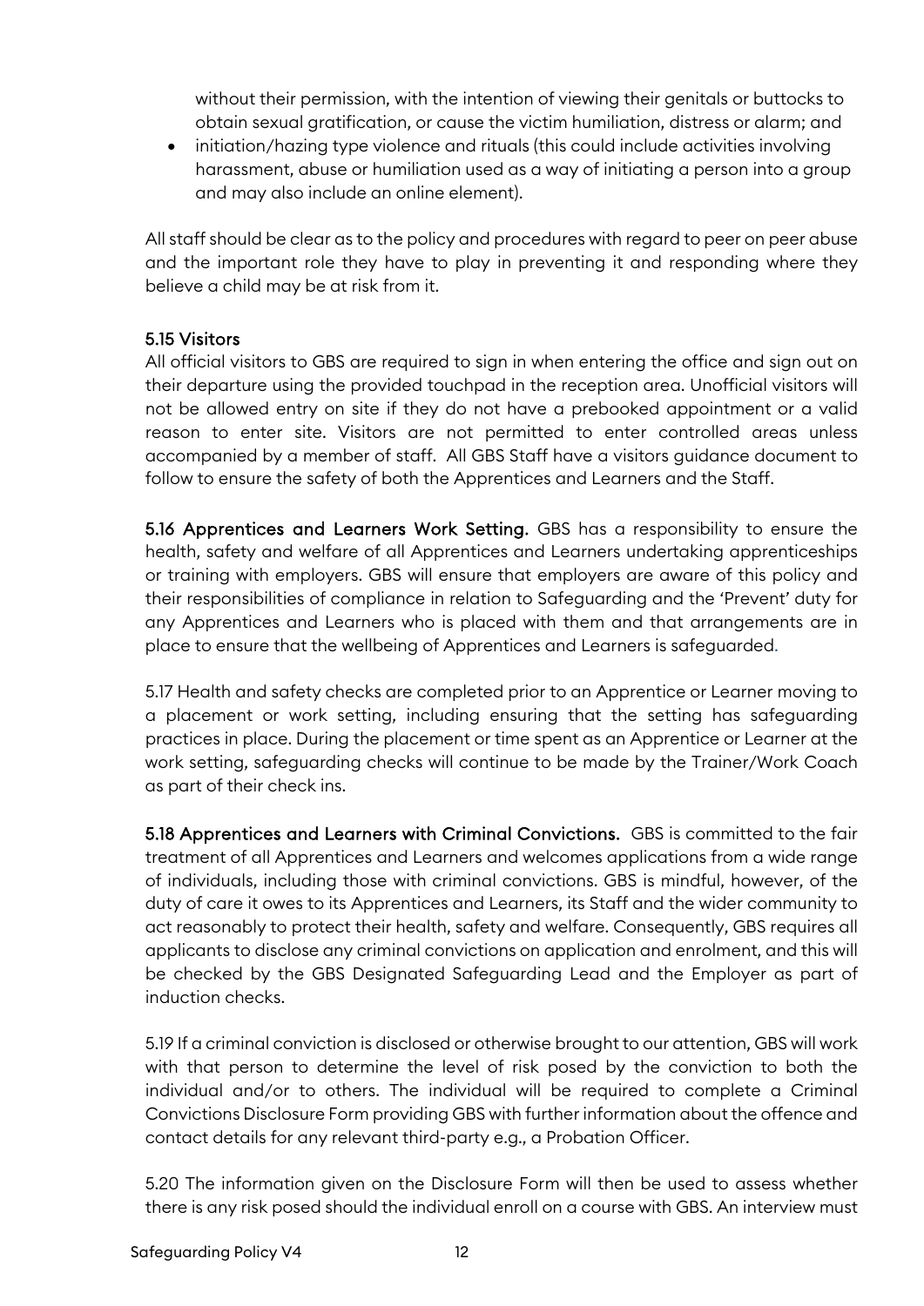without their permission, with the intention of viewing their genitals or buttocks to obtain sexual gratification, or cause the victim humiliation, distress or alarm; and
- initiation/hazing type violence and rituals (this could include activities involving harassment, abuse or humiliation used as a way of initiating a person into a group and may also include an online element).

All staff should be clear as to the policy and procedures with regard to peer on peer abuse and the important role they have to play in preventing it and responding where they believe a child may be at risk from it.

### 5.15 Visitors

All official visitors to GBS are required to sign in when entering the office and sign out on their departure using the provided touchpad in the reception area. Unofficial visitors will not be allowed entry on site if they do not have a prebooked appointment or a valid reason to enter site. Visitors are not permitted to enter controlled areas unless accompanied by a member of staff. All GBS Staff have a visitors guidance document to follow to ensure the safety of both the Apprentices and Learners and the Staff.

**5.16 Apprentices and Learners Work Setting.** GBS has a responsibility to ensure the health, safety and welfare of all Apprentices and Learners undertaking apprenticeships or training with employers. GBS will ensure that employers are aware of this policy and their responsibilities of compliance in relation to Safeguarding and the 'Prevent' duty for any Apprentices and Learners who is placed with them and that arrangements are in place to ensure that the wellbeing of Apprentices and Learners is safeguarded.

5.17 Health and safety checks are completed prior to an Apprentice or Learner moving to a placement or work setting, including ensuring that the setting has safeguarding practices in place. During the placement or time spent as an Apprentice or Learner at the work setting, safeguarding checks will continue to be made by the Trainer/Work Coach as part of their check ins.

**5.18 Apprentices and Learners with Criminal Convictions.** GBS is committed to the fair treatment of all Apprentices and Learners and welcomes applications from a wide range of individuals, including those with criminal convictions. GBS is mindful, however, of the duty of care it owes to its Apprentices and Learners, its Staff and the wider community to act reasonably to protect their health, safety and welfare. Consequently, GBS requires all applicants to disclose any criminal convictions on application and enrolment, and this will be checked by the GBS Designated Safeguarding Lead and the Employer as part of induction checks.

5.19 If a criminal conviction is disclosed or otherwise brought to our attention, GBS will work with that person to determine the level of risk posed by the conviction to both the individual and/or to others. The individual will be required to complete a Criminal Convictions Disclosure Form providing GBS with further information about the offence and contact details for any relevant third-party e.g., a Probation Officer.

5.20 The information given on the Disclosure Form will then be used to assess whether there is any risk posed should the individual enroll on a course with GBS. An interview must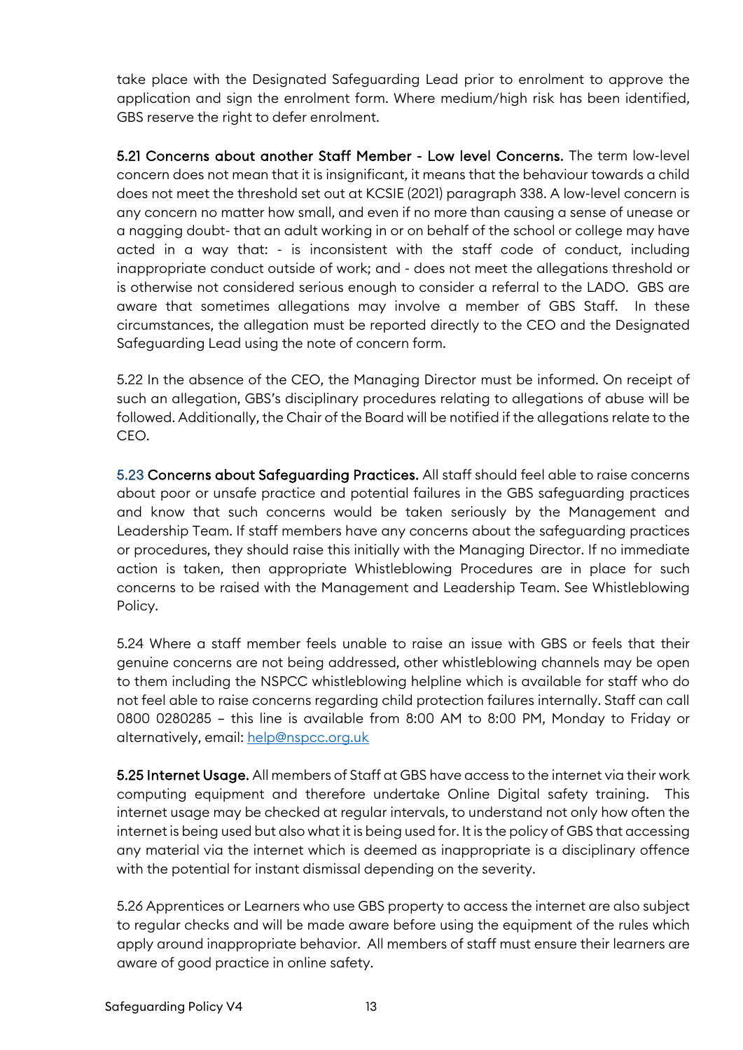take place with the Designated Safeguarding Lead prior to enrolment to approve the application and sign the enrolment form. Where medium/high risk has been identified, GBS reserve the right to defer enrolment.

**5.21 Concerns about another Staff Member - Low level Concerns.** The term low-level concern does not mean that it is insignificant, it means that the behaviour towards a child does not meet the threshold set out at KCSIE (2021) paragraph 338. A low-level concern is any concern no matter how small, and even if no more than causing a sense of unease or a nagging doubt- that an adult working in or on behalf of the school or college may have acted in a way that: - is inconsistent with the staff code of conduct, including inappropriate conduct outside of work; and - does not meet the allegations threshold or is otherwise not considered serious enough to consider a referral to the LADO. GBS are aware that sometimes allegations may involve a member of GBS Staff. In these circumstances, the allegation must be reported directly to the CEO and the Designated Safeguarding Lead using the note of concern form.

5.22 In the absence of the CEO, the Managing Director must be informed. On receipt of such an allegation, GBS's disciplinary procedures relating to allegations of abuse will be followed. Additionally, the Chair of the Board will be notified if the allegations relate to the CEO.

**5.23 Concerns about Safeguarding Practices.** All staff should feel able to raise concerns about poor or unsafe practice and potential failures in the GBS safeguarding practices and know that such concerns would be taken seriously by the Management and Leadership Team. If staff members have any concerns about the safeguarding practices or procedures, they should raise this initially with the Managing Director. If no immediate action is taken, then appropriate Whistleblowing Procedures are in place for such concerns to be raised with the Management and Leadership Team. See Whistleblowing Policy.

5.24 Where a staff member feels unable to raise an issue with GBS or feels that their genuine concerns are not being addressed, other whistleblowing channels may be open to them including the NSPCC whistleblowing helpline which is available for staff who do not feel able to raise concerns regarding child protection failures internally. Staff can call 0800 0280285 – this line is available from 8:00 AM to 8:00 PM, Monday to Friday or alternatively, email: help@nspcc.org.uk

**5.25 Internet Usage.** All members of Staff at GBS have access to the internet via their work computing equipment and therefore undertake Online Digital safety training. This internet usage may be checked at regular intervals, to understand not only how often the internet is being used but also what it is being used for. It is the policy of GBS that accessing any material via the internet which is deemed as inappropriate is a disciplinary offence with the potential for instant dismissal depending on the severity.

5.26 Apprentices or Learners who use GBS property to access the internet are also subject to regular checks and will be made aware before using the equipment of the rules which apply around inappropriate behavior. All members of staff must ensure their learners are aware of good practice in online safety.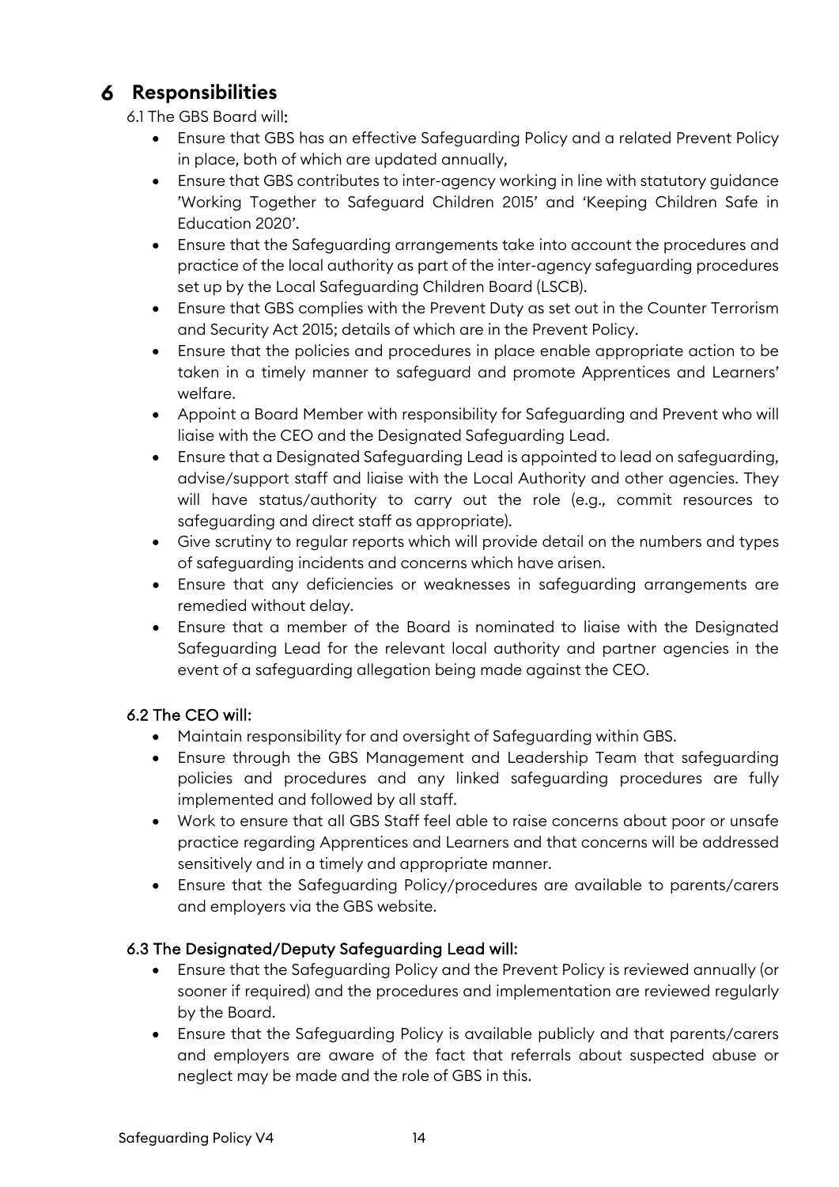# 6 Responsibilities

6.1 The GBS Board will:

- Ensure that GBS has an effective Safeguarding Policy and a related Prevent Policy in place, both of which are updated annually,
- Ensure that GBS contributes to inter-agency working in line with statutory guidance 'Working Together to Safeguard Children 2015' and 'Keeping Children Safe in Education 2020'.
- Ensure that the Safeguarding arrangements take into account the procedures and practice of the local authority as part of the inter-agency safeguarding procedures set up by the Local Safeguarding Children Board (LSCB).
- Ensure that GBS complies with the Prevent Duty as set out in the Counter Terrorism and Security Act 2015; details of which are in the Prevent Policy.
- Ensure that the policies and procedures in place enable appropriate action to be taken in a timely manner to safeguard and promote Apprentices and Learners' welfare.
- Appoint a Board Member with responsibility for Safeguarding and Prevent who will liaise with the CEO and the Designated Safeguarding Lead.
- Ensure that a Designated Safeguarding Lead is appointed to lead on safeguarding, advise/support staff and liaise with the Local Authority and other agencies. They will have status/authority to carry out the role (e.g., commit resources to safeguarding and direct staff as appropriate).
- Give scrutiny to regular reports which will provide detail on the numbers and types of safeguarding incidents and concerns which have arisen.
- Ensure that any deficiencies or weaknesses in safeguarding arrangements are remedied without delay.
- Ensure that a member of the Board is nominated to liaise with the Designated Safeguarding Lead for the relevant local authority and partner agencies in the event of a safeguarding allegation being made against the CEO.

### 6.2 The CEO will:

- Maintain responsibility for and oversight of Safeguarding within GBS.
- Ensure through the GBS Management and Leadership Team that safeguarding policies and procedures and any linked safeguarding procedures are fully implemented and followed by all staff.
- Work to ensure that all GBS Staff feel able to raise concerns about poor or unsafe practice regarding Apprentices and Learners and that concerns will be addressed sensitively and in a timely and appropriate manner.
- Ensure that the Safeguarding Policy/procedures are available to parents/carers and employers via the GBS website.

### 6.3 The Designated/Deputy Safeguarding Lead will:

- Ensure that the Safeguarding Policy and the Prevent Policy is reviewed annually (or sooner if required) and the procedures and implementation are reviewed regularly by the Board.
- Ensure that the Safeguarding Policy is available publicly and that parents/carers and employers are aware of the fact that referrals about suspected abuse or neglect may be made and the role of GBS in this.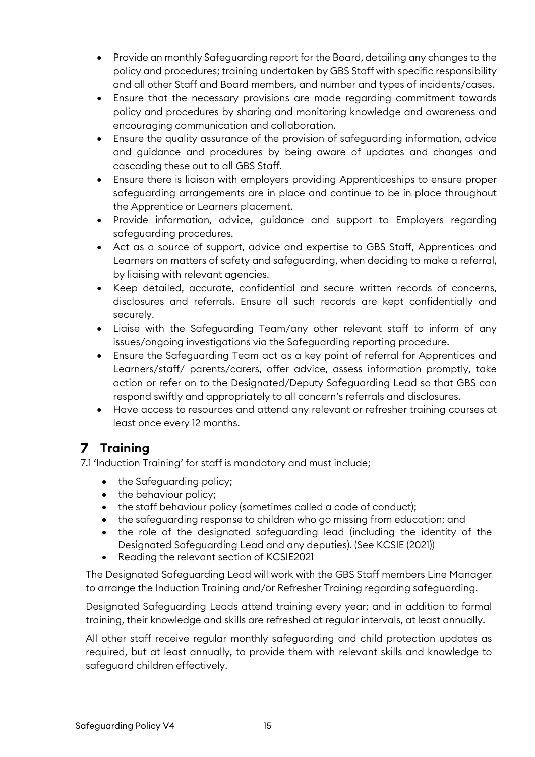- Provide an monthly Safeguarding report for the Board, detailing any changes to the policy and procedures; training undertaken by GBS Staff with specific responsibility and all other Staff and Board members, and number and types of incidents/cases.
- Ensure that the necessary provisions are made regarding commitment towards policy and procedures by sharing and monitoring knowledge and awareness and encouraging communication and collaboration.
- Ensure the quality assurance of the provision of safeguarding information, advice and guidance and procedures by being aware of updates and changes and cascading these out to all GBS Staff.
- Ensure there is liaison with employers providing Apprenticeships to ensure proper safeguarding arrangements are in place and continue to be in place throughout the Apprentice or Learners placement.
- Provide information, advice, guidance and support to Employers regarding safeguarding procedures.
- Act as a source of support, advice and expertise to GBS Staff, Apprentices and Learners on matters of safety and safeguarding, when deciding to make a referral, by liaising with relevant agencies.
- Keep detailed, accurate, confidential and secure written records of concerns, disclosures and referrals. Ensure all such records are kept confidentially and securely.
- Liaise with the Safeguarding Team/any other relevant staff to inform of any issues/ongoing investigations via the Safeguarding reporting procedure.
- Ensure the Safeguarding Team act as a key point of referral for Apprentices and Learners/staff/ parents/carers, offer advice, assess information promptly, take action or refer on to the Designated/Deputy Safeguarding Lead so that GBS can respond swiftly and appropriately to all concern's referrals and disclosures.
- Have access to resources and attend any relevant or refresher training courses at least once every 12 months.

# 7 Training

7.1 'Induction Training' for staff is mandatory and must include;

- the Safeguarding policy;
- the behaviour policy;
- the staff behaviour policy (sometimes called a code of conduct);
- the safeguarding response to children who go missing from education; and
- the role of the designated safeguarding lead (including the identity of the Designated Safeguarding Lead and any deputies). (See KCSIE (2021))
- Reading the relevant section of KCSIE2021

The Designated Safeguarding Lead will work with the GBS Staff members Line Manager to arrange the Induction Training and/or Refresher Training regarding safeguarding.

Designated Safeguarding Leads attend training every year; and in addition to formal training, their knowledge and skills are refreshed at regular intervals, at least annually.

All other staff receive regular monthly safeguarding and child protection updates as required, but at least annually, to provide them with relevant skills and knowledge to safeguard children effectively.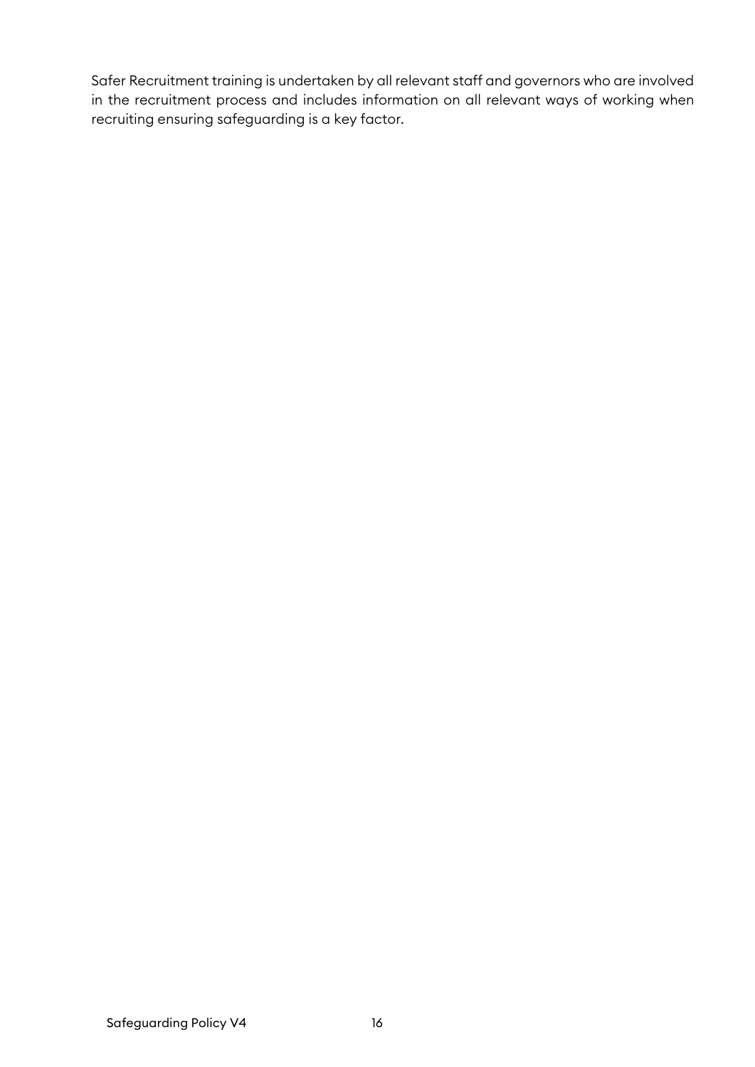Safer Recruitment training is undertaken by all relevant staff and governors who are involved in the recruitment process and includes information on all relevant ways of working when recruiting ensuring safeguarding is a key factor.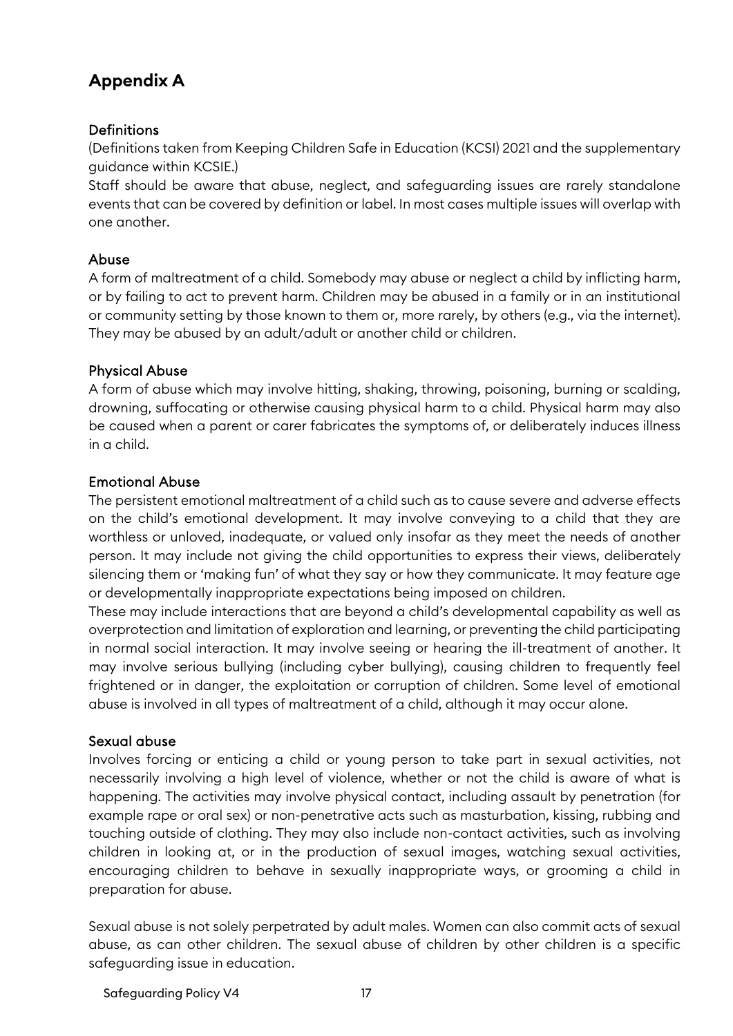# Appendix A

### Definitions

(Definitions taken from Keeping Children Safe in Education (KCSI) 2021 and the supplementary guidance within KCSIE.)

Staff should be aware that abuse, neglect, and safeguarding issues are rarely standalone events that can be covered by definition or label. In most cases multiple issues will overlap with one another.

### Abuse

A form of maltreatment of a child. Somebody may abuse or neglect a child by inflicting harm, or by failing to act to prevent harm. Children may be abused in a family or in an institutional or community setting by those known to them or, more rarely, by others (e.g., via the internet). They may be abused by an adult/adult or another child or children.

### Physical Abuse

A form of abuse which may involve hitting, shaking, throwing, poisoning, burning or scalding, drowning, suffocating or otherwise causing physical harm to a child. Physical harm may also be caused when a parent or carer fabricates the symptoms of, or deliberately induces illness in a child.

### Emotional Abuse

The persistent emotional maltreatment of a child such as to cause severe and adverse effects on the child's emotional development. It may involve conveying to a child that they are worthless or unloved, inadequate, or valued only insofar as they meet the needs of another person. It may include not giving the child opportunities to express their views, deliberately silencing them or 'making fun' of what they say or how they communicate. It may feature age or developmentally inappropriate expectations being imposed on children.

These may include interactions that are beyond a child's developmental capability as well as overprotection and limitation of exploration and learning, or preventing the child participating in normal social interaction. It may involve seeing or hearing the ill-treatment of another. It may involve serious bullying (including cyber bullying), causing children to frequently feel frightened or in danger, the exploitation or corruption of children. Some level of emotional abuse is involved in all types of maltreatment of a child, although it may occur alone.

### Sexual abuse

Involves forcing or enticing a child or young person to take part in sexual activities, not necessarily involving a high level of violence, whether or not the child is aware of what is happening. The activities may involve physical contact, including assault by penetration (for example rape or oral sex) or non-penetrative acts such as masturbation, kissing, rubbing and touching outside of clothing. They may also include non-contact activities, such as involving children in looking at, or in the production of sexual images, watching sexual activities, encouraging children to behave in sexually inappropriate ways, or grooming a child in preparation for abuse.

Sexual abuse is not solely perpetrated by adult males. Women can also commit acts of sexual abuse, as can other children. The sexual abuse of children by other children is a specific safeguarding issue in education.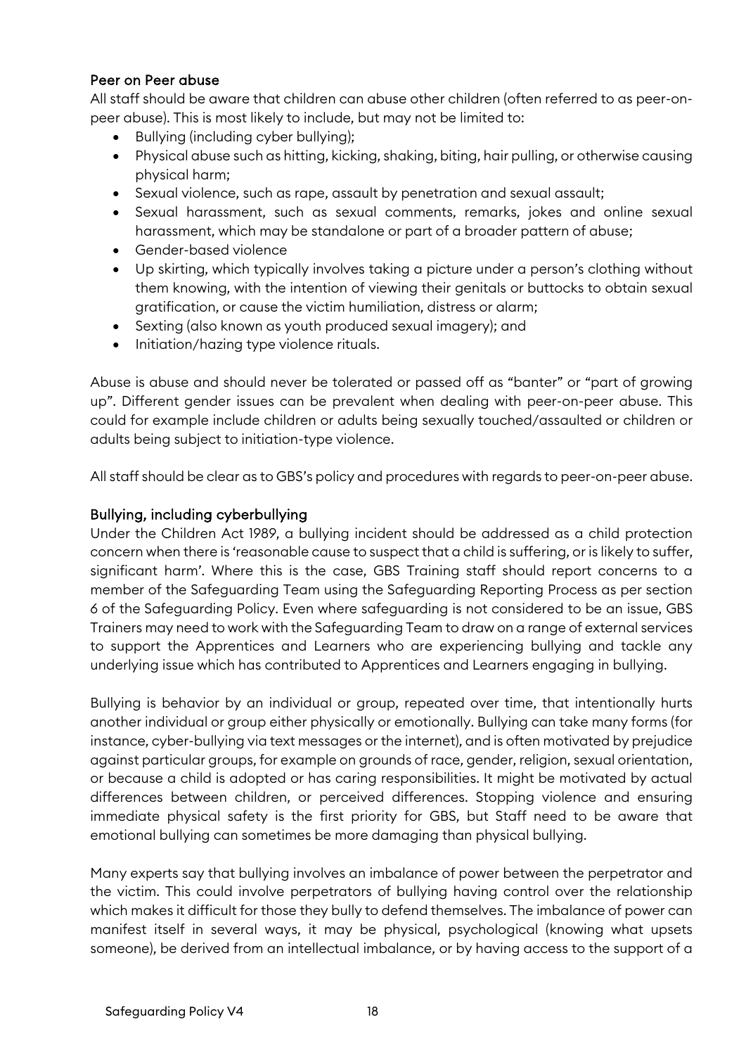## Peer on Peer abuse

All staff should be aware that children can abuse other children (often referred to as peer-on-peer abuse). This is most likely to include, but may not be limited to:

- Bullying (including cyber bullying);
- Physical abuse such as hitting, kicking, shaking, biting, hair pulling, or otherwise causing physical harm;
- Sexual violence, such as rape, assault by penetration and sexual assault;
- Sexual harassment, such as sexual comments, remarks, jokes and online sexual harassment, which may be standalone or part of a broader pattern of abuse;
- Gender-based violence
- Up skirting, which typically involves taking a picture under a person's clothing without them knowing, with the intention of viewing their genitals or buttocks to obtain sexual gratification, or cause the victim humiliation, distress or alarm;
- Sexting (also known as youth produced sexual imagery); and
- Initiation/hazing type violence rituals.

Abuse is abuse and should never be tolerated or passed off as "banter" or "part of growing up". Different gender issues can be prevalent when dealing with peer-on-peer abuse. This could for example include children or adults being sexually touched/assaulted or children or adults being subject to initiation-type violence.

All staff should be clear as to GBS's policy and procedures with regards to peer-on-peer abuse.

## Bullying, including cyberbullying

Under the Children Act 1989, a bullying incident should be addressed as a child protection concern when there is 'reasonable cause to suspect that a child is suffering, or is likely to suffer, significant harm'. Where this is the case, GBS Training staff should report concerns to a member of the Safeguarding Team using the Safeguarding Reporting Process as per section 6 of the Safeguarding Policy. Even where safeguarding is not considered to be an issue, GBS Trainers may need to work with the Safeguarding Team to draw on a range of external services to support the Apprentices and Learners who are experiencing bullying and tackle any underlying issue which has contributed to Apprentices and Learners engaging in bullying.

Bullying is behavior by an individual or group, repeated over time, that intentionally hurts another individual or group either physically or emotionally. Bullying can take many forms (for instance, cyber-bullying via text messages or the internet), and is often motivated by prejudice against particular groups, for example on grounds of race, gender, religion, sexual orientation, or because a child is adopted or has caring responsibilities. It might be motivated by actual differences between children, or perceived differences. Stopping violence and ensuring immediate physical safety is the first priority for GBS, but Staff need to be aware that emotional bullying can sometimes be more damaging than physical bullying.

Many experts say that bullying involves an imbalance of power between the perpetrator and the victim. This could involve perpetrators of bullying having control over the relationship which makes it difficult for those they bully to defend themselves. The imbalance of power can manifest itself in several ways, it may be physical, psychological (knowing what upsets someone), be derived from an intellectual imbalance, or by having access to the support of a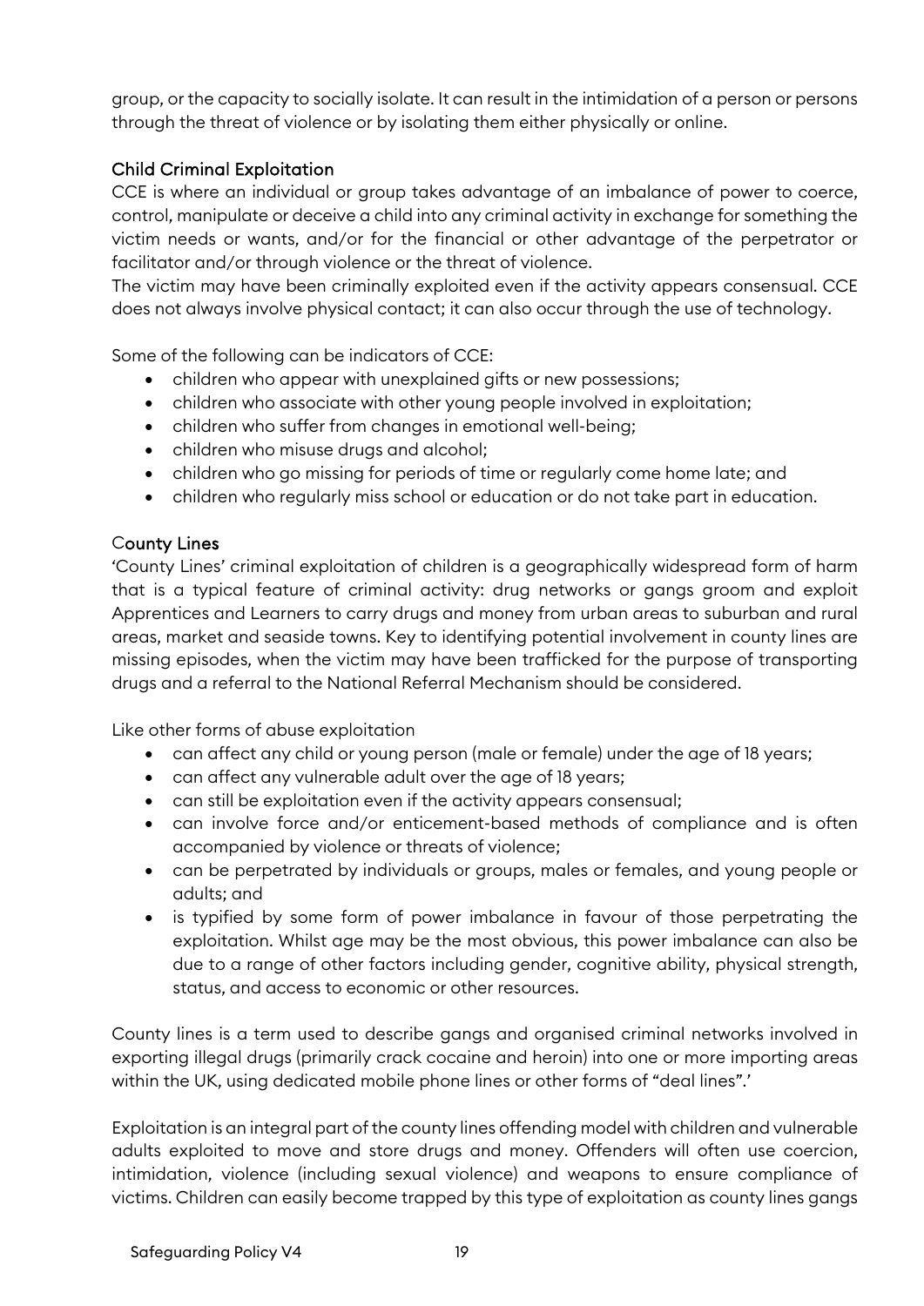group, or the capacity to socially isolate. It can result in the intimidation of a person or persons through the threat of violence or by isolating them either physically or online.

### Child Criminal Exploitation

CCE is where an individual or group takes advantage of an imbalance of power to coerce, control, manipulate or deceive a child into any criminal activity in exchange for something the victim needs or wants, and/or for the financial or other advantage of the perpetrator or facilitator and/or through violence or the threat of violence.

The victim may have been criminally exploited even if the activity appears consensual. CCE does not always involve physical contact; it can also occur through the use of technology.

Some of the following can be indicators of CCE:

- children who appear with unexplained gifts or new possessions;
- children who associate with other young people involved in exploitation;
- children who suffer from changes in emotional well-being;
- children who misuse drugs and alcohol;
- children who go missing for periods of time or regularly come home late; and
- children who regularly miss school or education or do not take part in education.

### County Lines

'County Lines' criminal exploitation of children is a geographically widespread form of harm that is a typical feature of criminal activity: drug networks or gangs groom and exploit Apprentices and Learners to carry drugs and money from urban areas to suburban and rural areas, market and seaside towns. Key to identifying potential involvement in county lines are missing episodes, when the victim may have been trafficked for the purpose of transporting drugs and a referral to the National Referral Mechanism should be considered.

Like other forms of abuse exploitation

- can affect any child or young person (male or female) under the age of 18 years;
- can affect any vulnerable adult over the age of 18 years;
- can still be exploitation even if the activity appears consensual;
- can involve force and/or enticement-based methods of compliance and is often accompanied by violence or threats of violence;
- can be perpetrated by individuals or groups, males or females, and young people or adults; and
- is typified by some form of power imbalance in favour of those perpetrating the exploitation. Whilst age may be the most obvious, this power imbalance can also be due to a range of other factors including gender, cognitive ability, physical strength, status, and access to economic or other resources.

County lines is a term used to describe gangs and organised criminal networks involved in exporting illegal drugs (primarily crack cocaine and heroin) into one or more importing areas within the UK, using dedicated mobile phone lines or other forms of "deal lines".'

Exploitation is an integral part of the county lines offending model with children and vulnerable adults exploited to move and store drugs and money. Offenders will often use coercion, intimidation, violence (including sexual violence) and weapons to ensure compliance of victims. Children can easily become trapped by this type of exploitation as county lines gangs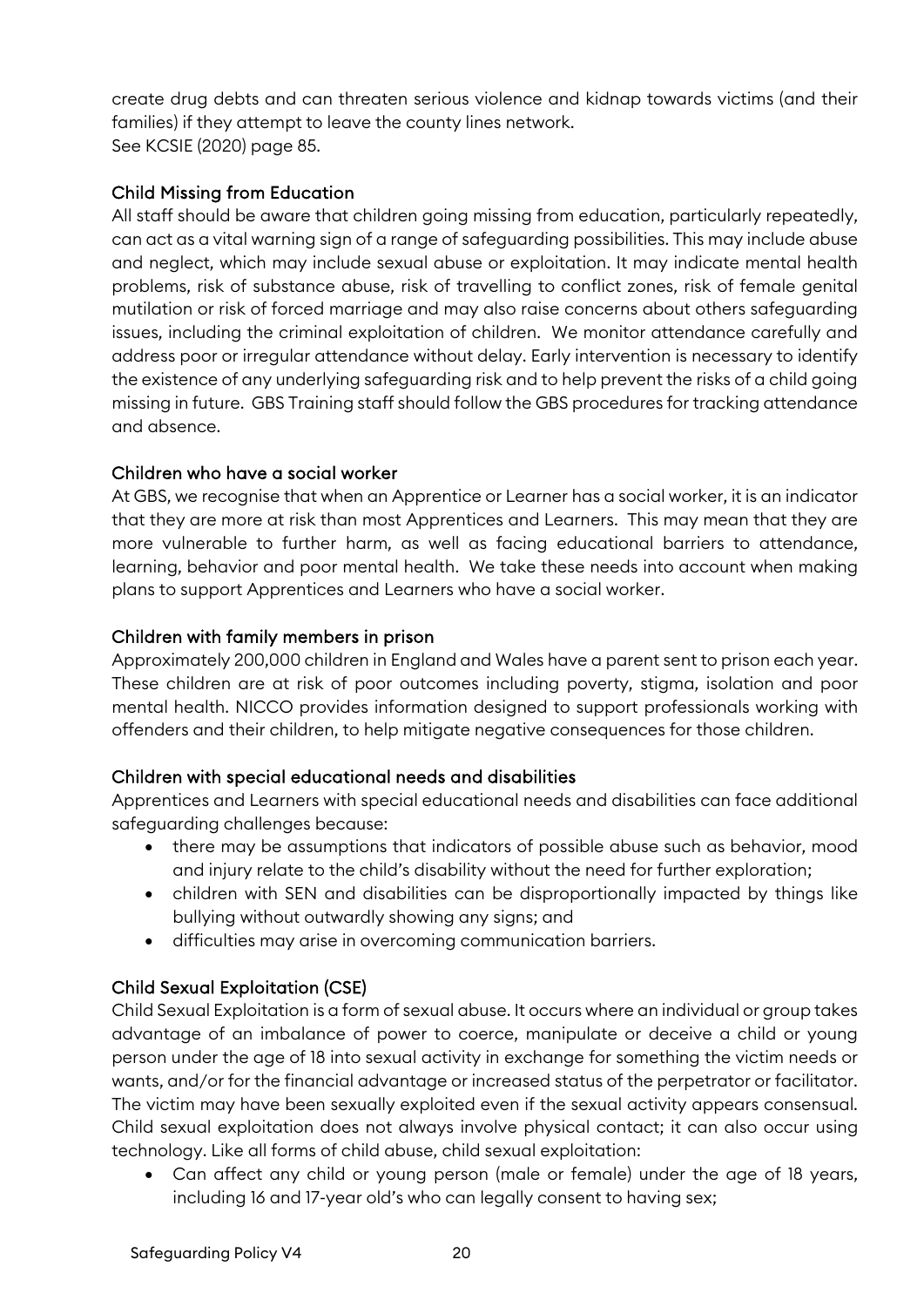create drug debts and can threaten serious violence and kidnap towards victims (and their families) if they attempt to leave the county lines network.
See KCSIE (2020) page 85.

### Child Missing from Education

All staff should be aware that children going missing from education, particularly repeatedly, can act as a vital warning sign of a range of safeguarding possibilities. This may include abuse and neglect, which may include sexual abuse or exploitation. It may indicate mental health problems, risk of substance abuse, risk of travelling to conflict zones, risk of female genital mutilation or risk of forced marriage and may also raise concerns about others safeguarding issues, including the criminal exploitation of children. We monitor attendance carefully and address poor or irregular attendance without delay. Early intervention is necessary to identify the existence of any underlying safeguarding risk and to help prevent the risks of a child going missing in future. GBS Training staff should follow the GBS procedures for tracking attendance and absence.

### Children who have a social worker

At GBS, we recognise that when an Apprentice or Learner has a social worker, it is an indicator that they are more at risk than most Apprentices and Learners. This may mean that they are more vulnerable to further harm, as well as facing educational barriers to attendance, learning, behavior and poor mental health. We take these needs into account when making plans to support Apprentices and Learners who have a social worker.

### Children with family members in prison

Approximately 200,000 children in England and Wales have a parent sent to prison each year. These children are at risk of poor outcomes including poverty, stigma, isolation and poor mental health. NICCO provides information designed to support professionals working with offenders and their children, to help mitigate negative consequences for those children.

### Children with special educational needs and disabilities

Apprentices and Learners with special educational needs and disabilities can face additional safeguarding challenges because:

- there may be assumptions that indicators of possible abuse such as behavior, mood and injury relate to the child's disability without the need for further exploration;
- children with SEN and disabilities can be disproportionally impacted by things like bullying without outwardly showing any signs; and
- difficulties may arise in overcoming communication barriers.

### Child Sexual Exploitation (CSE)

Child Sexual Exploitation is a form of sexual abuse. It occurs where an individual or group takes advantage of an imbalance of power to coerce, manipulate or deceive a child or young person under the age of 18 into sexual activity in exchange for something the victim needs or wants, and/or for the financial advantage or increased status of the perpetrator or facilitator. The victim may have been sexually exploited even if the sexual activity appears consensual. Child sexual exploitation does not always involve physical contact; it can also occur using technology. Like all forms of child abuse, child sexual exploitation:

- Can affect any child or young person (male or female) under the age of 18 years, including 16 and 17-year old's who can legally consent to having sex;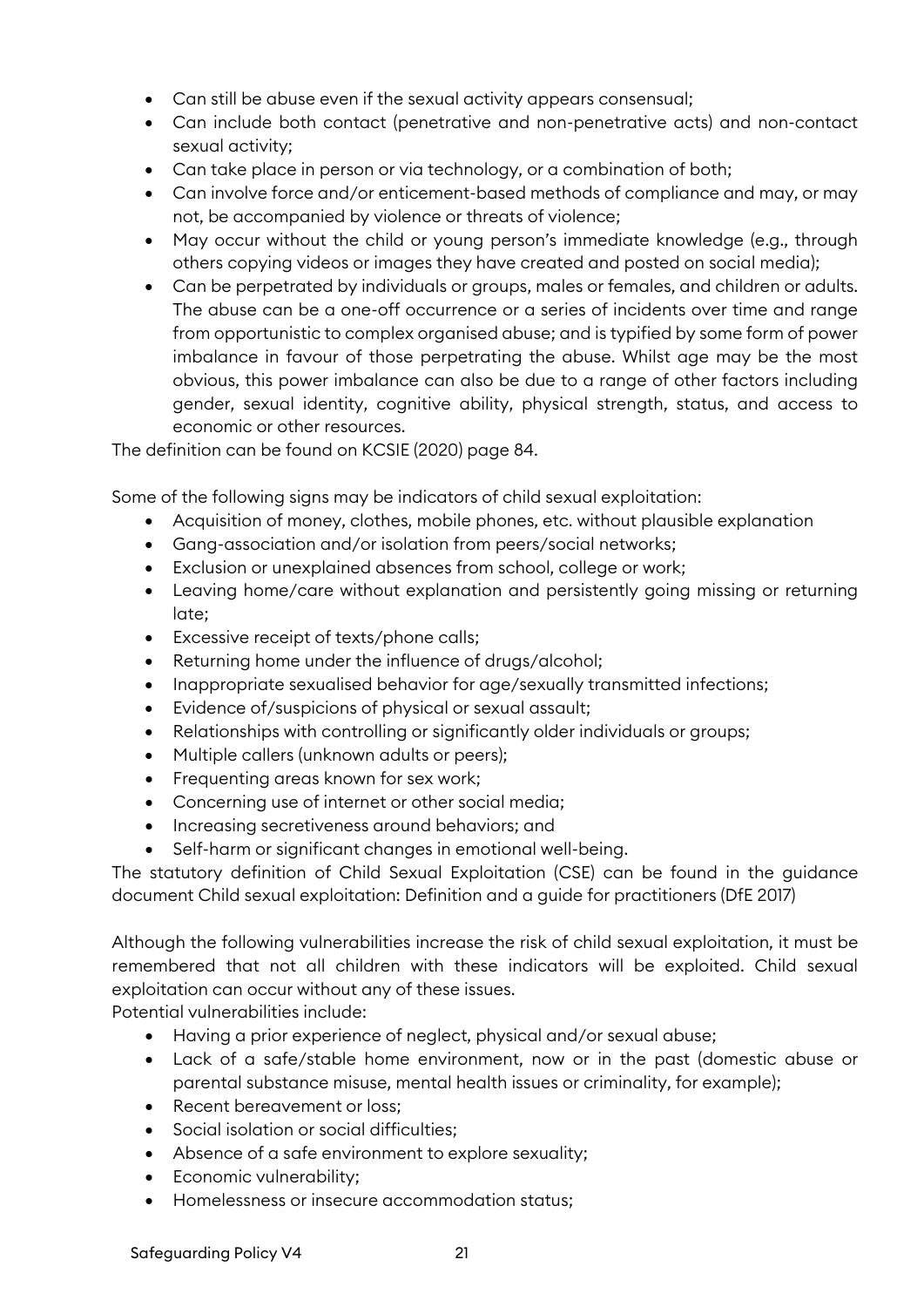- Can still be abuse even if the sexual activity appears consensual;
- Can include both contact (penetrative and non-penetrative acts) and non-contact sexual activity;
- Can take place in person or via technology, or a combination of both;
- Can involve force and/or enticement-based methods of compliance and may, or may not, be accompanied by violence or threats of violence;
- May occur without the child or young person's immediate knowledge (e.g., through others copying videos or images they have created and posted on social media);
- Can be perpetrated by individuals or groups, males or females, and children or adults. The abuse can be a one-off occurrence or a series of incidents over time and range from opportunistic to complex organised abuse; and is typified by some form of power imbalance in favour of those perpetrating the abuse. Whilst age may be the most obvious, this power imbalance can also be due to a range of other factors including gender, sexual identity, cognitive ability, physical strength, status, and access to economic or other resources.

The definition can be found on KCSIE (2020) page 84.

Some of the following signs may be indicators of child sexual exploitation:

- Acquisition of money, clothes, mobile phones, etc. without plausible explanation
- Gang-association and/or isolation from peers/social networks;
- Exclusion or unexplained absences from school, college or work;
- Leaving home/care without explanation and persistently going missing or returning late;
- Excessive receipt of texts/phone calls;
- Returning home under the influence of drugs/alcohol;
- Inappropriate sexualised behavior for age/sexually transmitted infections;
- Evidence of/suspicions of physical or sexual assault;
- Relationships with controlling or significantly older individuals or groups;
- Multiple callers (unknown adults or peers);
- Frequenting areas known for sex work;
- Concerning use of internet or other social media;
- Increasing secretiveness around behaviors; and
- Self-harm or significant changes in emotional well-being.

The statutory definition of Child Sexual Exploitation (CSE) can be found in the guidance document Child sexual exploitation: Definition and a guide for practitioners (DfE 2017)

Although the following vulnerabilities increase the risk of child sexual exploitation, it must be remembered that not all children with these indicators will be exploited. Child sexual exploitation can occur without any of these issues.

Potential vulnerabilities include:

- Having a prior experience of neglect, physical and/or sexual abuse;
- Lack of a safe/stable home environment, now or in the past (domestic abuse or parental substance misuse, mental health issues or criminality, for example);
- Recent bereavement or loss;
- Social isolation or social difficulties;
- Absence of a safe environment to explore sexuality;
- Economic vulnerability;
- Homelessness or insecure accommodation status;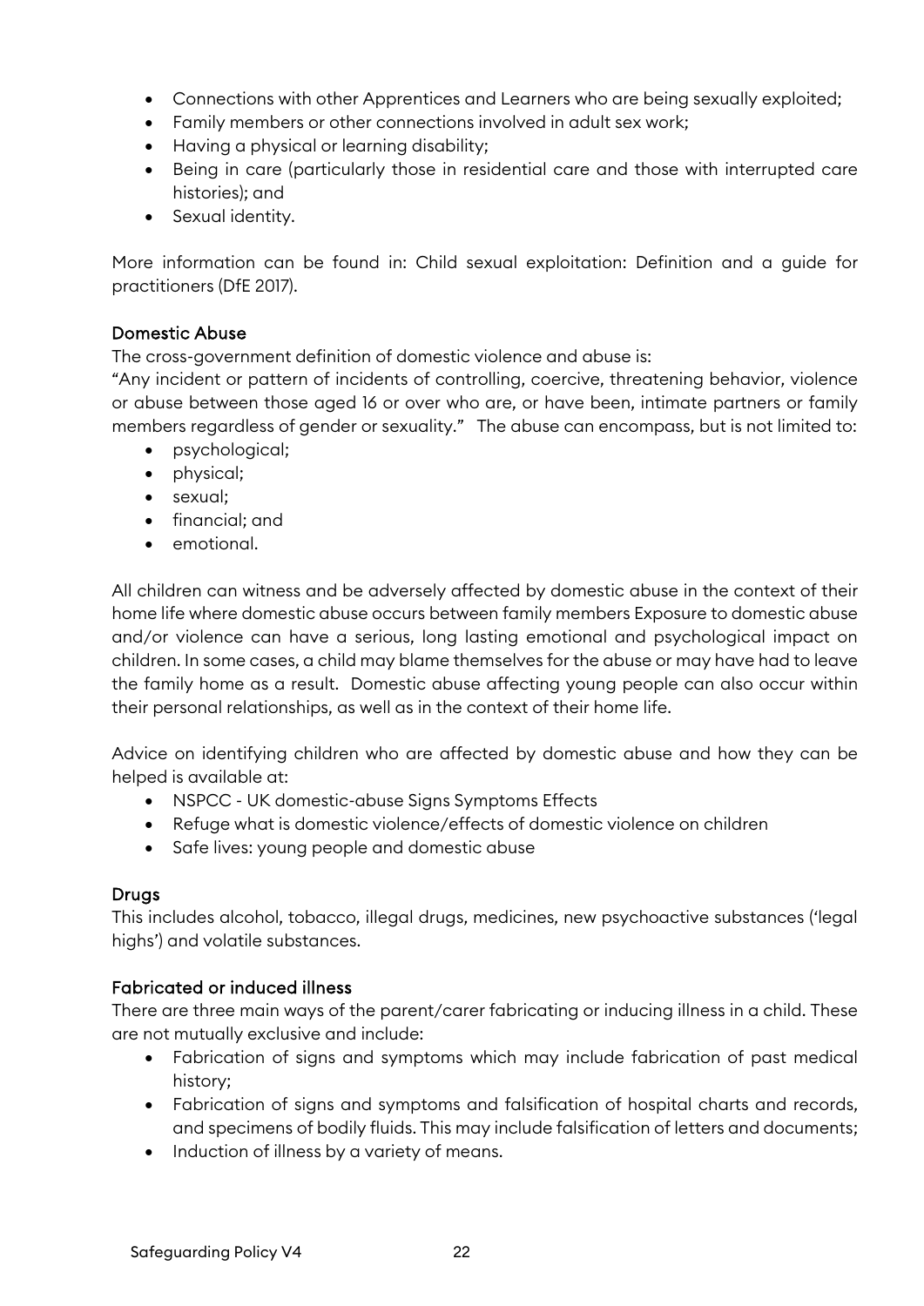- Connections with other Apprentices and Learners who are being sexually exploited;
- Family members or other connections involved in adult sex work;
- Having a physical or learning disability;
- Being in care (particularly those in residential care and those with interrupted care histories); and
- Sexual identity.

More information can be found in: Child sexual exploitation: Definition and a guide for practitioners (DfE 2017).

### Domestic Abuse

The cross-government definition of domestic violence and abuse is:

"Any incident or pattern of incidents of controlling, coercive, threatening behavior, violence or abuse between those aged 16 or over who are, or have been, intimate partners or family members regardless of gender or sexuality." The abuse can encompass, but is not limited to:

- psychological;
- physical;
- sexual;
- financial; and
- emotional.

All children can witness and be adversely affected by domestic abuse in the context of their home life where domestic abuse occurs between family members Exposure to domestic abuse and/or violence can have a serious, long lasting emotional and psychological impact on children. In some cases, a child may blame themselves for the abuse or may have had to leave the family home as a result. Domestic abuse affecting young people can also occur within their personal relationships, as well as in the context of their home life.

Advice on identifying children who are affected by domestic abuse and how they can be helped is available at:

- NSPCC - UK domestic-abuse Signs Symptoms Effects
- Refuge what is domestic violence/effects of domestic violence on children
- Safe lives: young people and domestic abuse

### Drugs

This includes alcohol, tobacco, illegal drugs, medicines, new psychoactive substances ('legal highs') and volatile substances.

### Fabricated or induced illness

There are three main ways of the parent/carer fabricating or inducing illness in a child. These are not mutually exclusive and include:

- Fabrication of signs and symptoms which may include fabrication of past medical history;
- Fabrication of signs and symptoms and falsification of hospital charts and records, and specimens of bodily fluids. This may include falsification of letters and documents;
- Induction of illness by a variety of means.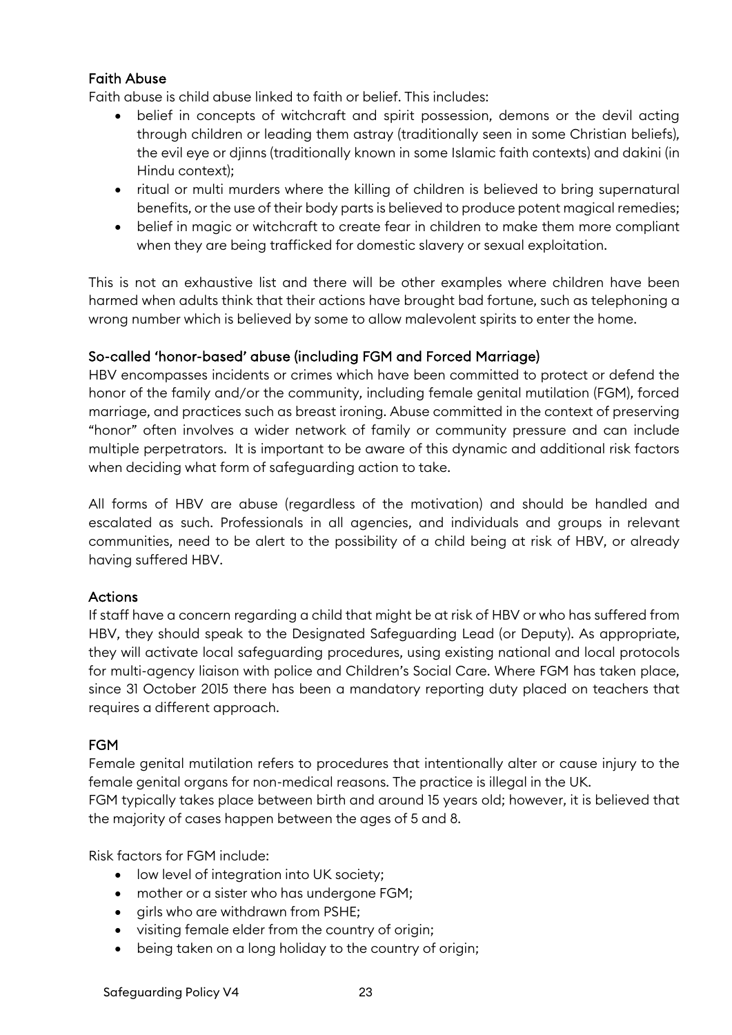### Faith Abuse

Faith abuse is child abuse linked to faith or belief. This includes:

- belief in concepts of witchcraft and spirit possession, demons or the devil acting through children or leading them astray (traditionally seen in some Christian beliefs), the evil eye or djinns (traditionally known in some Islamic faith contexts) and dakini (in Hindu context);
- ritual or multi murders where the killing of children is believed to bring supernatural benefits, or the use of their body parts is believed to produce potent magical remedies;
- belief in magic or witchcraft to create fear in children to make them more compliant when they are being trafficked for domestic slavery or sexual exploitation.

This is not an exhaustive list and there will be other examples where children have been harmed when adults think that their actions have brought bad fortune, such as telephoning a wrong number which is believed by some to allow malevolent spirits to enter the home.

### So-called 'honor-based' abuse (including FGM and Forced Marriage)

HBV encompasses incidents or crimes which have been committed to protect or defend the honor of the family and/or the community, including female genital mutilation (FGM), forced marriage, and practices such as breast ironing. Abuse committed in the context of preserving "honor" often involves a wider network of family or community pressure and can include multiple perpetrators. It is important to be aware of this dynamic and additional risk factors when deciding what form of safeguarding action to take.

All forms of HBV are abuse (regardless of the motivation) and should be handled and escalated as such. Professionals in all agencies, and individuals and groups in relevant communities, need to be alert to the possibility of a child being at risk of HBV, or already having suffered HBV.

### Actions

If staff have a concern regarding a child that might be at risk of HBV or who has suffered from HBV, they should speak to the Designated Safeguarding Lead (or Deputy). As appropriate, they will activate local safeguarding procedures, using existing national and local protocols for multi-agency liaison with police and Children's Social Care. Where FGM has taken place, since 31 October 2015 there has been a mandatory reporting duty placed on teachers that requires a different approach.

### FGM

Female genital mutilation refers to procedures that intentionally alter or cause injury to the female genital organs for non-medical reasons. The practice is illegal in the UK.
FGM typically takes place between birth and around 15 years old; however, it is believed that the majority of cases happen between the ages of 5 and 8.

Risk factors for FGM include:

- low level of integration into UK society;
- mother or a sister who has undergone FGM;
- girls who are withdrawn from PSHE;
- visiting female elder from the country of origin;
- being taken on a long holiday to the country of origin;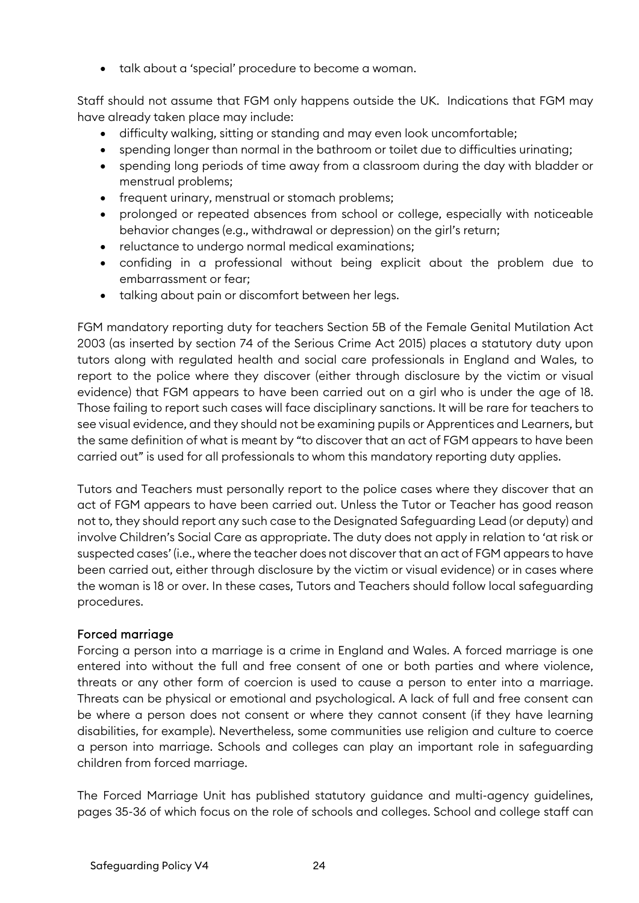- talk about a 'special' procedure to become a woman.

Staff should not assume that FGM only happens outside the UK. Indications that FGM may have already taken place may include:

- difficulty walking, sitting or standing and may even look uncomfortable;
- spending longer than normal in the bathroom or toilet due to difficulties urinating;
- spending long periods of time away from a classroom during the day with bladder or menstrual problems;
- frequent urinary, menstrual or stomach problems;
- prolonged or repeated absences from school or college, especially with noticeable behavior changes (e.g., withdrawal or depression) on the girl's return;
- reluctance to undergo normal medical examinations;
- confiding in a professional without being explicit about the problem due to embarrassment or fear;
- talking about pain or discomfort between her legs.

FGM mandatory reporting duty for teachers Section 5B of the Female Genital Mutilation Act 2003 (as inserted by section 74 of the Serious Crime Act 2015) places a statutory duty upon tutors along with regulated health and social care professionals in England and Wales, to report to the police where they discover (either through disclosure by the victim or visual evidence) that FGM appears to have been carried out on a girl who is under the age of 18. Those failing to report such cases will face disciplinary sanctions. It will be rare for teachers to see visual evidence, and they should not be examining pupils or Apprentices and Learners, but the same definition of what is meant by "to discover that an act of FGM appears to have been carried out" is used for all professionals to whom this mandatory reporting duty applies.

Tutors and Teachers must personally report to the police cases where they discover that an act of FGM appears to have been carried out. Unless the Tutor or Teacher has good reason not to, they should report any such case to the Designated Safeguarding Lead (or deputy) and involve Children's Social Care as appropriate. The duty does not apply in relation to 'at risk or suspected cases' (i.e., where the teacher does not discover that an act of FGM appears to have been carried out, either through disclosure by the victim or visual evidence) or in cases where the woman is 18 or over. In these cases, Tutors and Teachers should follow local safeguarding procedures.

### Forced marriage

Forcing a person into a marriage is a crime in England and Wales. A forced marriage is one entered into without the full and free consent of one or both parties and where violence, threats or any other form of coercion is used to cause a person to enter into a marriage. Threats can be physical or emotional and psychological. A lack of full and free consent can be where a person does not consent or where they cannot consent (if they have learning disabilities, for example). Nevertheless, some communities use religion and culture to coerce a person into marriage. Schools and colleges can play an important role in safeguarding children from forced marriage.

The Forced Marriage Unit has published statutory guidance and multi-agency guidelines, pages 35-36 of which focus on the role of schools and colleges. School and college staff can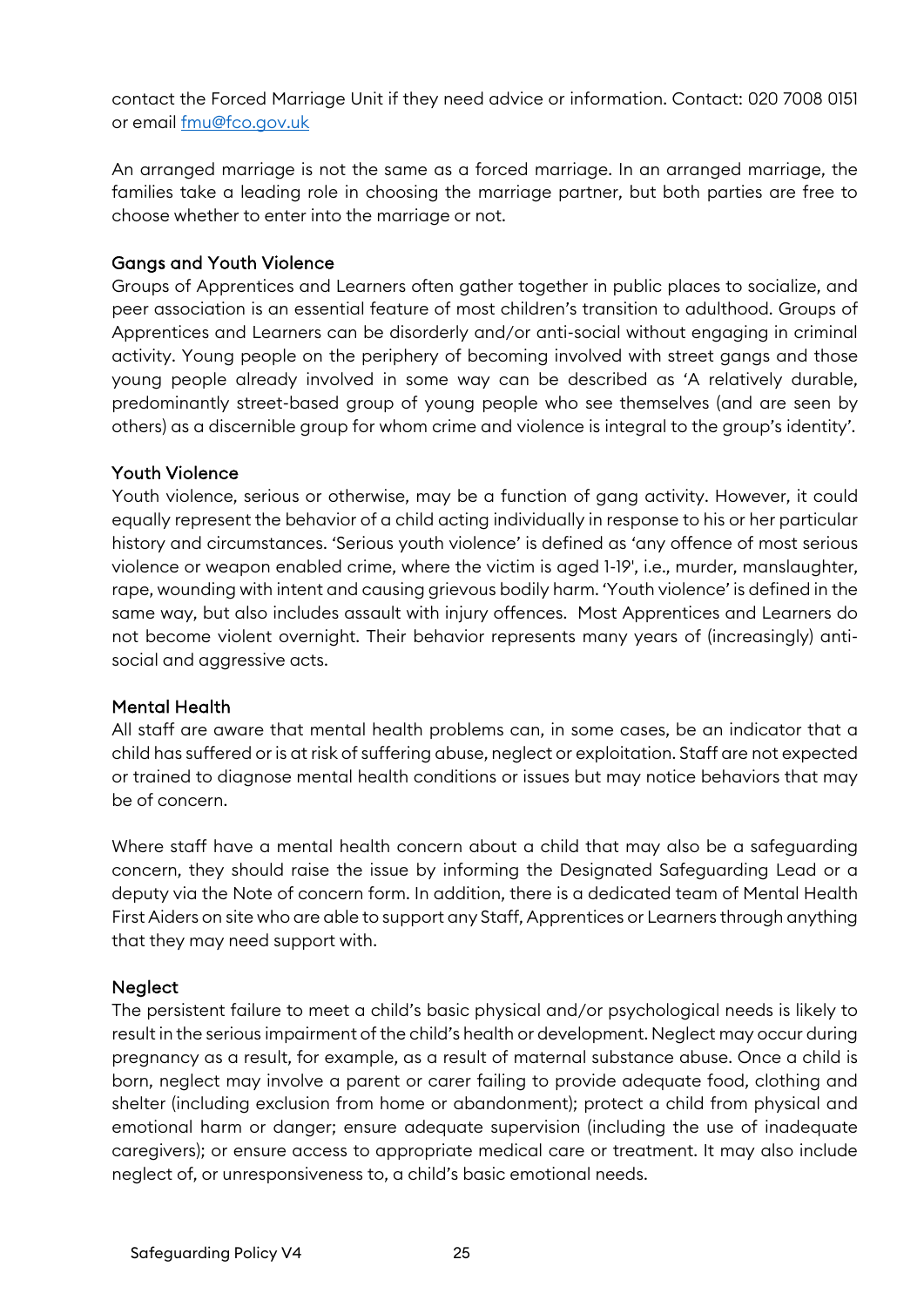contact the Forced Marriage Unit if they need advice or information. Contact: 020 7008 0151 or email [fmu@fco.gov.uk](mailto:fmu@fco.gov.uk)

An arranged marriage is not the same as a forced marriage. In an arranged marriage, the families take a leading role in choosing the marriage partner, but both parties are free to choose whether to enter into the marriage or not.

### Gangs and Youth Violence

Groups of Apprentices and Learners often gather together in public places to socialize, and peer association is an essential feature of most children's transition to adulthood. Groups of Apprentices and Learners can be disorderly and/or anti-social without engaging in criminal activity. Young people on the periphery of becoming involved with street gangs and those young people already involved in some way can be described as 'A relatively durable, predominantly street-based group of young people who see themselves (and are seen by others) as a discernible group for whom crime and violence is integral to the group's identity'.

### Youth Violence

Youth violence, serious or otherwise, may be a function of gang activity. However, it could equally represent the behavior of a child acting individually in response to his or her particular history and circumstances. 'Serious youth violence' is defined as 'any offence of most serious violence or weapon enabled crime, where the victim is aged 1-19', i.e., murder, manslaughter, rape, wounding with intent and causing grievous bodily harm. 'Youth violence' is defined in the same way, but also includes assault with injury offences. Most Apprentices and Learners do not become violent overnight. Their behavior represents many years of (increasingly) anti-social and aggressive acts.

### Mental Health

All staff are aware that mental health problems can, in some cases, be an indicator that a child has suffered or is at risk of suffering abuse, neglect or exploitation. Staff are not expected or trained to diagnose mental health conditions or issues but may notice behaviors that may be of concern.

Where staff have a mental health concern about a child that may also be a safeguarding concern, they should raise the issue by informing the Designated Safeguarding Lead or a deputy via the Note of concern form. In addition, there is a dedicated team of Mental Health First Aiders on site who are able to support any Staff, Apprentices or Learners through anything that they may need support with.

### Neglect

The persistent failure to meet a child's basic physical and/or psychological needs is likely to result in the serious impairment of the child's health or development. Neglect may occur during pregnancy as a result, for example, as a result of maternal substance abuse. Once a child is born, neglect may involve a parent or carer failing to provide adequate food, clothing and shelter (including exclusion from home or abandonment); protect a child from physical and emotional harm or danger; ensure adequate supervision (including the use of inadequate caregivers); or ensure access to appropriate medical care or treatment. It may also include neglect of, or unresponsiveness to, a child's basic emotional needs.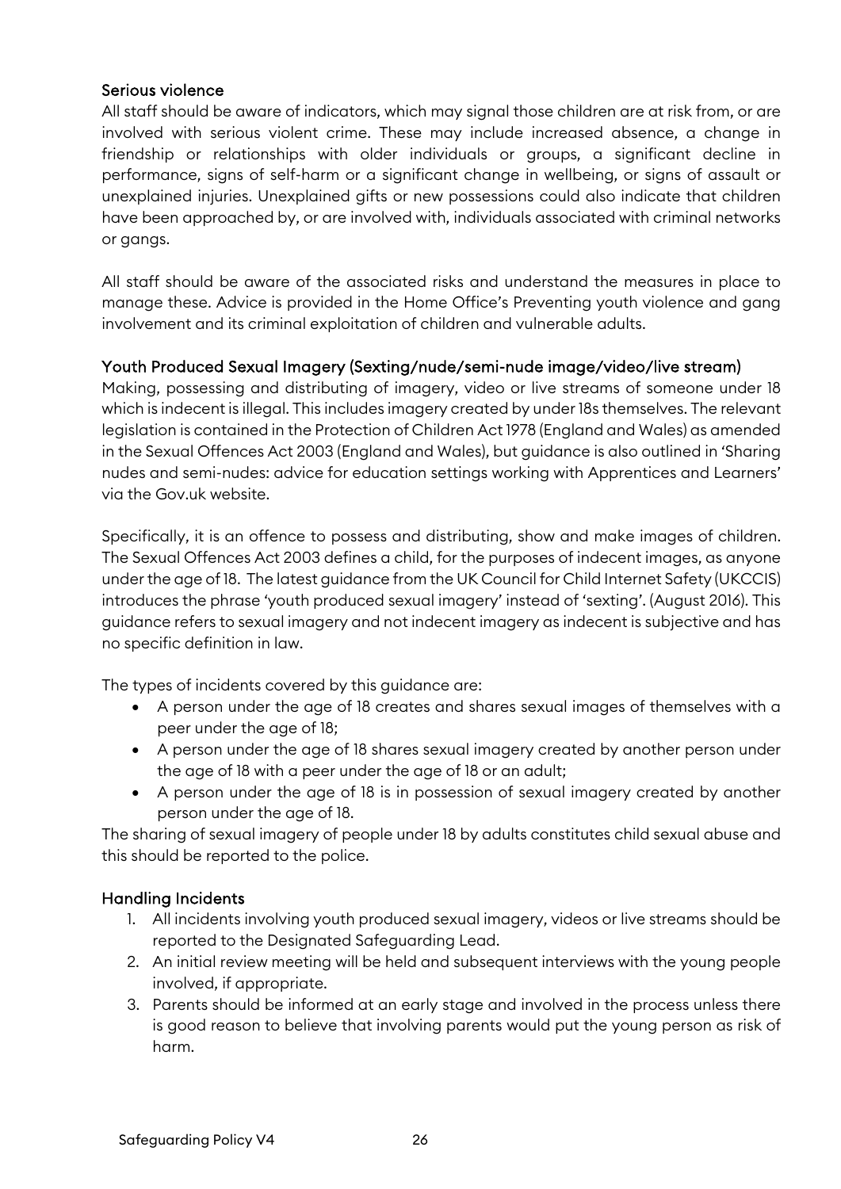### Serious violence

All staff should be aware of indicators, which may signal those children are at risk from, or are involved with serious violent crime. These may include increased absence, a change in friendship or relationships with older individuals or groups, a significant decline in performance, signs of self-harm or a significant change in wellbeing, or signs of assault or unexplained injuries. Unexplained gifts or new possessions could also indicate that children have been approached by, or are involved with, individuals associated with criminal networks or gangs.

All staff should be aware of the associated risks and understand the measures in place to manage these. Advice is provided in the Home Office's Preventing youth violence and gang involvement and its criminal exploitation of children and vulnerable adults.

### Youth Produced Sexual Imagery (Sexting/nude/semi-nude image/video/live stream)

Making, possessing and distributing of imagery, video or live streams of someone under 18 which is indecent is illegal. This includes imagery created by under 18s themselves. The relevant legislation is contained in the Protection of Children Act 1978 (England and Wales) as amended in the Sexual Offences Act 2003 (England and Wales), but guidance is also outlined in 'Sharing nudes and semi-nudes: advice for education settings working with Apprentices and Learners' via the Gov.uk website.

Specifically, it is an offence to possess and distributing, show and make images of children. The Sexual Offences Act 2003 defines a child, for the purposes of indecent images, as anyone under the age of 18. The latest guidance from the UK Council for Child Internet Safety (UKCCIS) introduces the phrase 'youth produced sexual imagery' instead of 'sexting'. (August 2016). This guidance refers to sexual imagery and not indecent imagery as indecent is subjective and has no specific definition in law.

The types of incidents covered by this guidance are:

- A person under the age of 18 creates and shares sexual images of themselves with a peer under the age of 18;
- A person under the age of 18 shares sexual imagery created by another person under the age of 18 with a peer under the age of 18 or an adult;
- A person under the age of 18 is in possession of sexual imagery created by another person under the age of 18.

The sharing of sexual imagery of people under 18 by adults constitutes child sexual abuse and this should be reported to the police.

### Handling Incidents

1. All incidents involving youth produced sexual imagery, videos or live streams should be reported to the Designated Safeguarding Lead.
2. An initial review meeting will be held and subsequent interviews with the young people involved, if appropriate.
3. Parents should be informed at an early stage and involved in the process unless there is good reason to believe that involving parents would put the young person as risk of harm.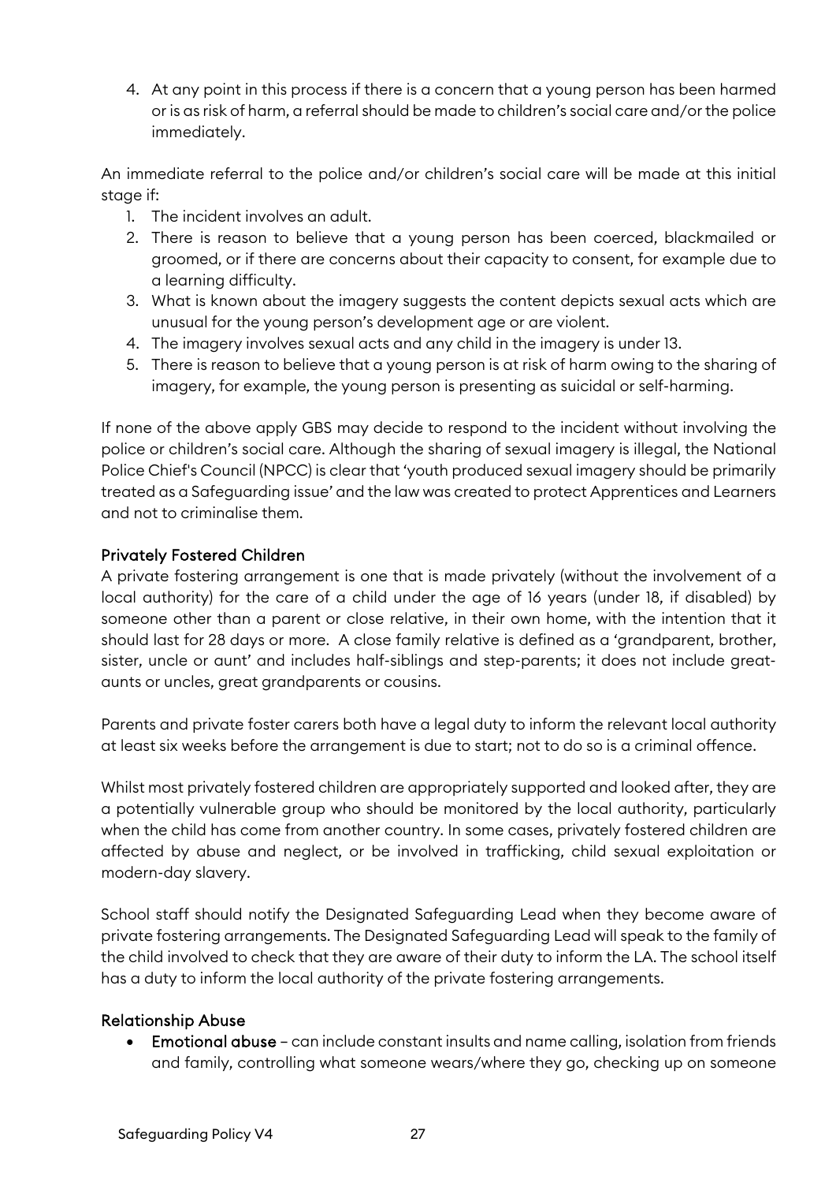4. At any point in this process if there is a concern that a young person has been harmed or is as risk of harm, a referral should be made to children's social care and/or the police immediately.

An immediate referral to the police and/or children's social care will be made at this initial stage if:

1. The incident involves an adult.
2. There is reason to believe that a young person has been coerced, blackmailed or groomed, or if there are concerns about their capacity to consent, for example due to a learning difficulty.
3. What is known about the imagery suggests the content depicts sexual acts which are unusual for the young person's development age or are violent.
4. The imagery involves sexual acts and any child in the imagery is under 13.
5. There is reason to believe that a young person is at risk of harm owing to the sharing of imagery, for example, the young person is presenting as suicidal or self-harming.

If none of the above apply GBS may decide to respond to the incident without involving the police or children's social care. Although the sharing of sexual imagery is illegal, the National Police Chief's Council (NPCC) is clear that 'youth produced sexual imagery should be primarily treated as a Safeguarding issue' and the law was created to protect Apprentices and Learners and not to criminalise them.

## Privately Fostered Children

A private fostering arrangement is one that is made privately (without the involvement of a local authority) for the care of a child under the age of 16 years (under 18, if disabled) by someone other than a parent or close relative, in their own home, with the intention that it should last for 28 days or more. A close family relative is defined as a 'grandparent, brother, sister, uncle or aunt' and includes half-siblings and step-parents; it does not include great-aunts or uncles, great grandparents or cousins.

Parents and private foster carers both have a legal duty to inform the relevant local authority at least six weeks before the arrangement is due to start; not to do so is a criminal offence.

Whilst most privately fostered children are appropriately supported and looked after, they are a potentially vulnerable group who should be monitored by the local authority, particularly when the child has come from another country. In some cases, privately fostered children are affected by abuse and neglect, or be involved in trafficking, child sexual exploitation or modern-day slavery.

School staff should notify the Designated Safeguarding Lead when they become aware of private fostering arrangements. The Designated Safeguarding Lead will speak to the family of the child involved to check that they are aware of their duty to inform the LA. The school itself has a duty to inform the local authority of the private fostering arrangements.

## Relationship Abuse

- **Emotional abuse** – can include constant insults and name calling, isolation from friends and family, controlling what someone wears/where they go, checking up on someone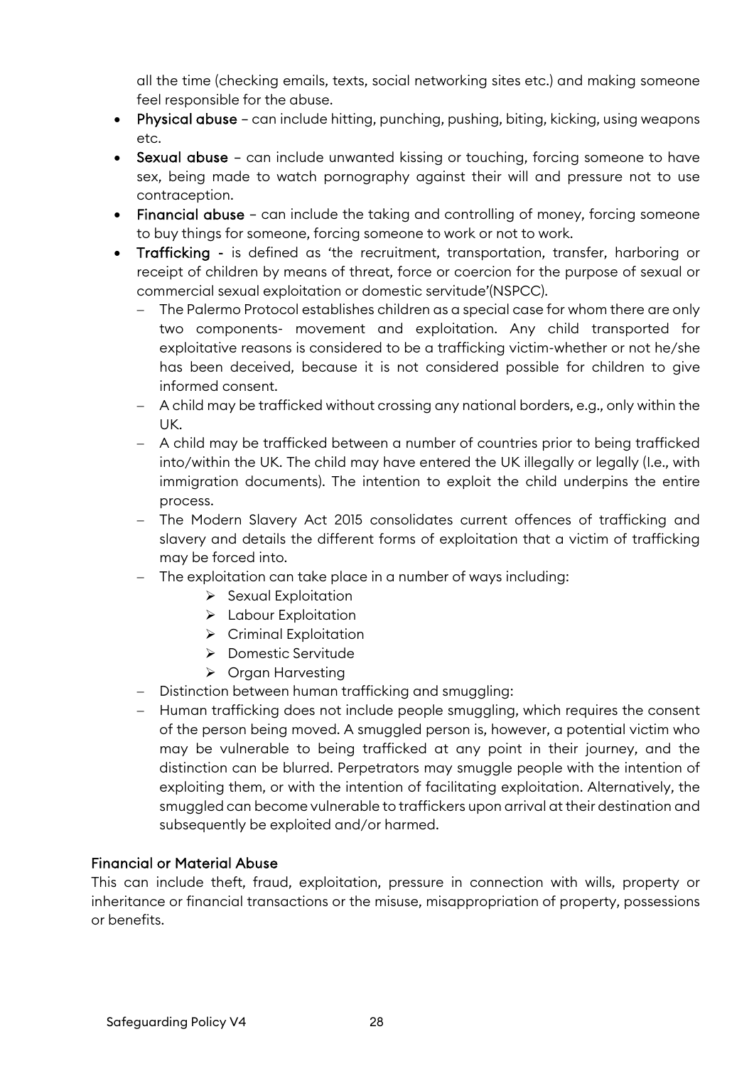all the time (checking emails, texts, social networking sites etc.) and making someone feel responsible for the abuse.

- **Physical abuse** – can include hitting, punching, pushing, biting, kicking, using weapons etc.
- **Sexual abuse** – can include unwanted kissing or touching, forcing someone to have sex, being made to watch pornography against their will and pressure not to use contraception.
- **Financial abuse** – can include the taking and controlling of money, forcing someone to buy things for someone, forcing someone to work or not to work.
- **Trafficking** - is defined as 'the recruitment, transportation, transfer, harboring or receipt of children by means of threat, force or coercion for the purpose of sexual or commercial sexual exploitation or domestic servitude'(NSPCC).
  - The Palermo Protocol establishes children as a special case for whom there are only two components- movement and exploitation. Any child transported for exploitative reasons is considered to be a trafficking victim-whether or not he/she has been deceived, because it is not considered possible for children to give informed consent.
  - A child may be trafficked without crossing any national borders, e.g., only within the UK.
  - A child may be trafficked between a number of countries prior to being trafficked into/within the UK. The child may have entered the UK illegally or legally (I.e., with immigration documents). The intention to exploit the child underpins the entire process.
  - The Modern Slavery Act 2015 consolidates current offences of trafficking and slavery and details the different forms of exploitation that a victim of trafficking may be forced into.
  - The exploitation can take place in a number of ways including:
    - Sexual Exploitation
    - Labour Exploitation
    - Criminal Exploitation
    - Domestic Servitude
    - Organ Harvesting
  - Distinction between human trafficking and smuggling:
  - Human trafficking does not include people smuggling, which requires the consent of the person being moved. A smuggled person is, however, a potential victim who may be vulnerable to being trafficked at any point in their journey, and the distinction can be blurred. Perpetrators may smuggle people with the intention of exploiting them, or with the intention of facilitating exploitation. Alternatively, the smuggled can become vulnerable to traffickers upon arrival at their destination and subsequently be exploited and/or harmed.

### Financial or Material Abuse

This can include theft, fraud, exploitation, pressure in connection with wills, property or inheritance or financial transactions or the misuse, misappropriation of property, possessions or benefits.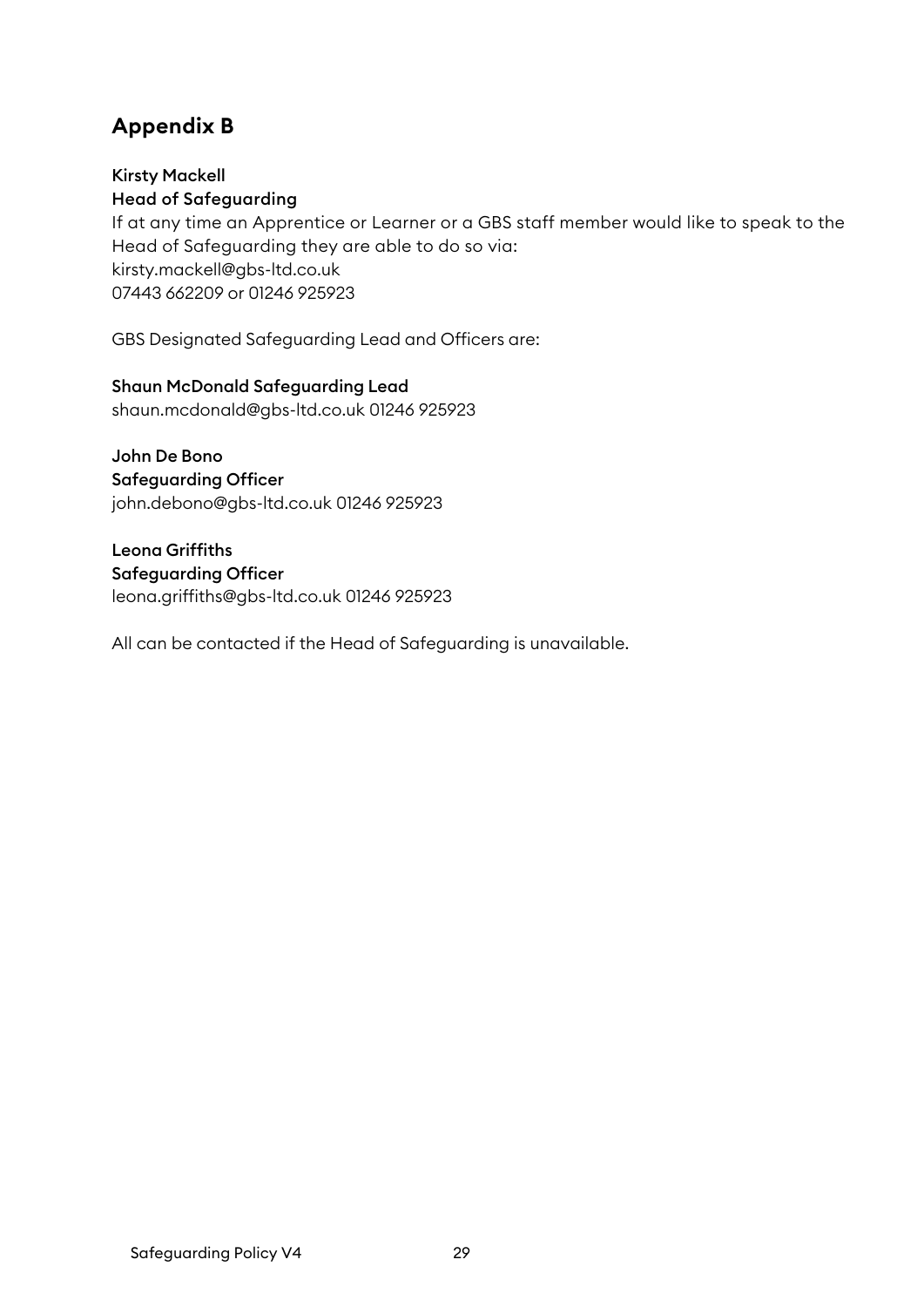## Appendix B

**Kirsty Mackell**
**Head of Safeguarding**
If at any time an Apprentice or Learner or a GBS staff member would like to speak to the Head of Safeguarding they are able to do so via:
kirsty.mackell@gbs-ltd.co.uk
07443 662209 or 01246 925923

GBS Designated Safeguarding Lead and Officers are:

**Shaun McDonald Safeguarding Lead**
shaun.mcdonald@gbs-ltd.co.uk 01246 925923

**John De Bono**
**Safeguarding Officer**
john.debono@gbs-ltd.co.uk 01246 925923

**Leona Griffiths**
**Safeguarding Officer**
leona.griffiths@gbs-ltd.co.uk 01246 925923

All can be contacted if the Head of Safeguarding is unavailable.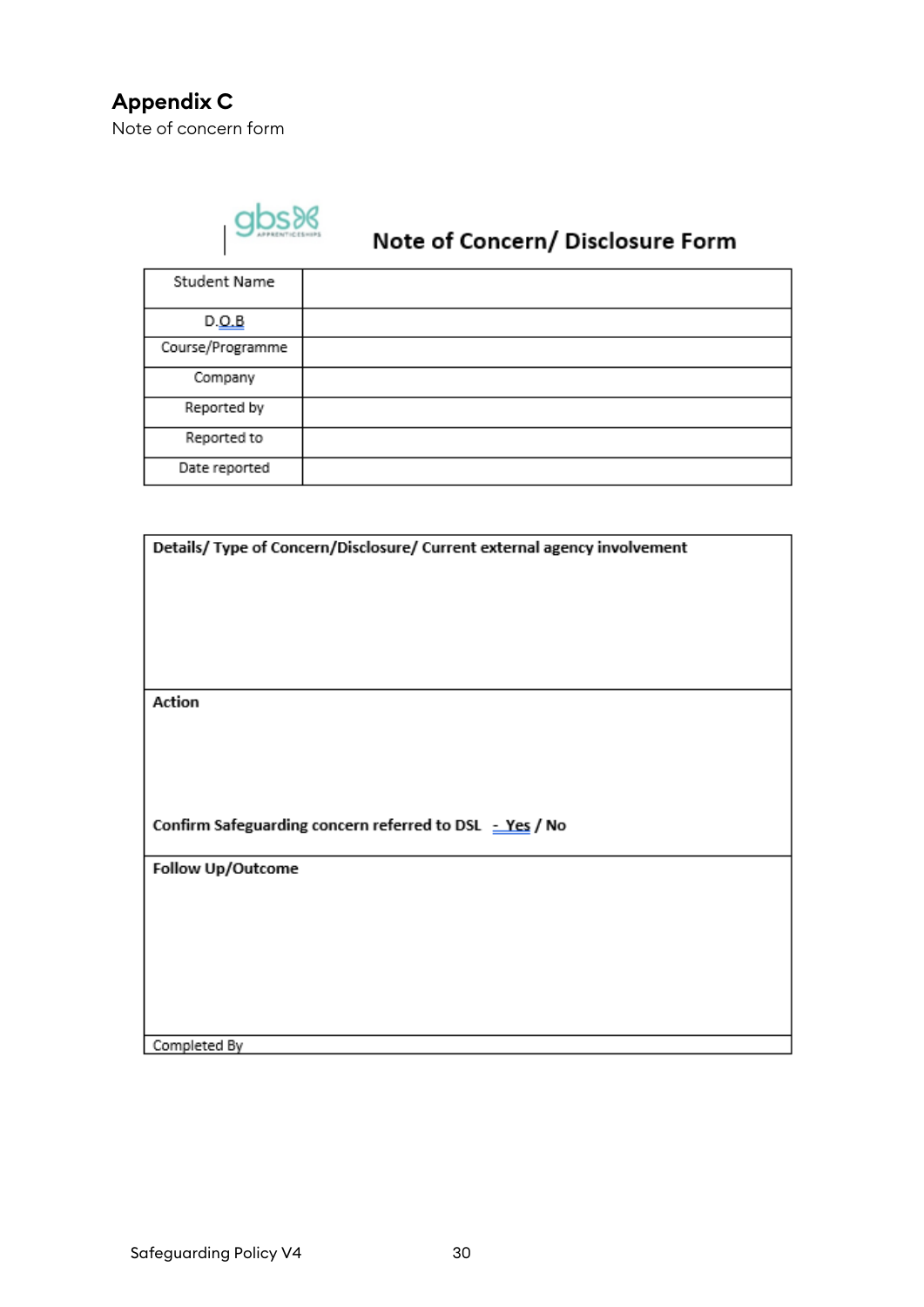## Appendix C

Note of concern form

gbs APPRENTICESHIPS

### Note of Concern/ Disclosure Form

| Student Name | |
|---|---|
| D.O.B | |
| Course/Programme | |
| Company | |
| Reported by | |
| Reported to | |
| Date reported | |

| **Details/ Type of Concern/Disclosure/ Current external agency involvement** |
|---|
| |
| **Action**<br><br>**Confirm Safeguarding concern referred to DSL - Yes / No** |
| **Follow Up/Outcome** |
| Completed By |

Safeguarding Policy V4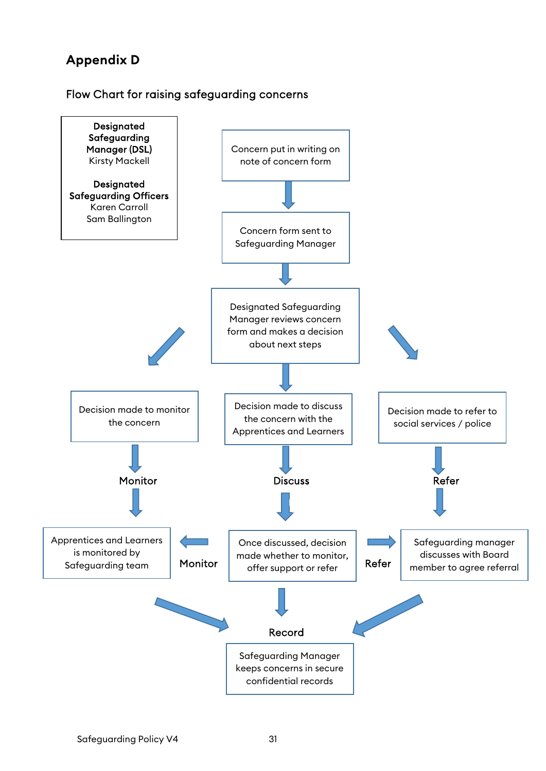# Appendix D

## Flow Chart for raising safeguarding concerns

**Designated Safeguarding Manager (DSL)**
Kirsty Mackell

**Designated Safeguarding Officers**
Karen Carroll
Sam Ballington

Concern put in writing on note of concern form

Concern form sent to Safeguarding Manager

Designated Safeguarding Manager reviews concern form and makes a decision about next steps

Decision made to monitor the concern

Decision made to discuss the concern with the Apprentices and Learners

Decision made to refer to social services / police

Monitor

Discuss

Refer

Apprentices and Learners is monitored by Safeguarding team

Monitor

Once discussed, decision made whether to monitor, offer support or refer

Refer

Safeguarding manager discusses with Board member to agree referral

Record

Safeguarding Manager keeps concerns in secure confidential records